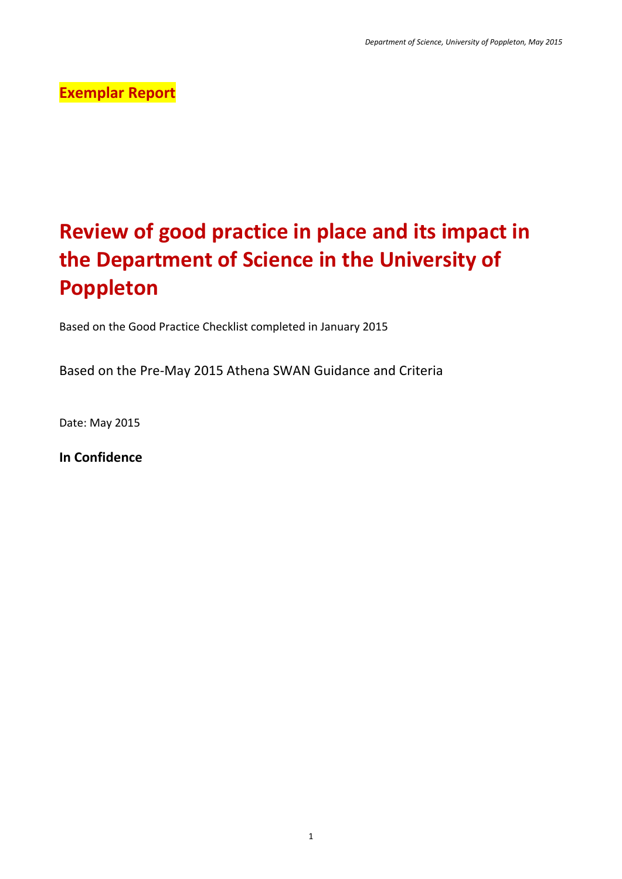**Exemplar Report**

# Review of good practice in place and its impact in the Department of Science in the University of Poppleton

Based on the Good Practice Checklist completed in January 2015

Based on the Pre-May 2015 Athena SWAN Guidance and Criteria

Date: May 2015

**In Confidence**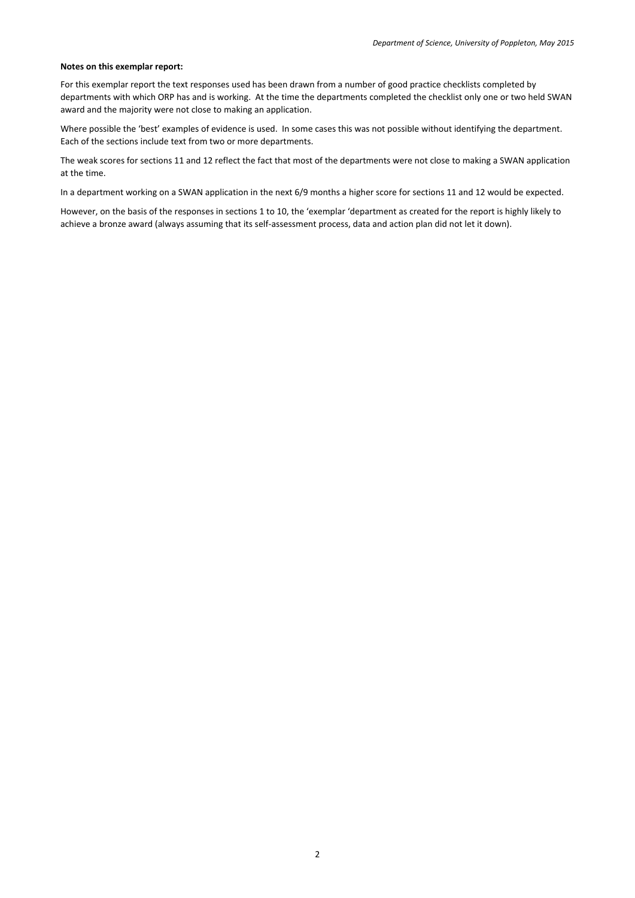**Notes on this exemplar report:**

For this exemplar report the text responses used has been drawn from a number of good practice checklists completed by departments with which ORP has and is working. At the time the departments completed the checklist only one or two held SWAN award and the majority were not close to making an application.

Where possible the 'best' examples of evidence is used. In some cases this was not possible without identifying the department. Each of the sections include text from two or more departments.

The weak scores for sections 11 and 12 reflect the fact that most of the departments were not close to making a SWAN application at the time.

In a department working on a SWAN application in the next 6/9 months a higher score for sections 11 and 12 would be expected.

However, on the basis of the responses in sections 1 to 10, the 'exemplar 'department as created for the report is highly likely to achieve a bronze award (always assuming that its self-assessment process, data and action plan did not let it down).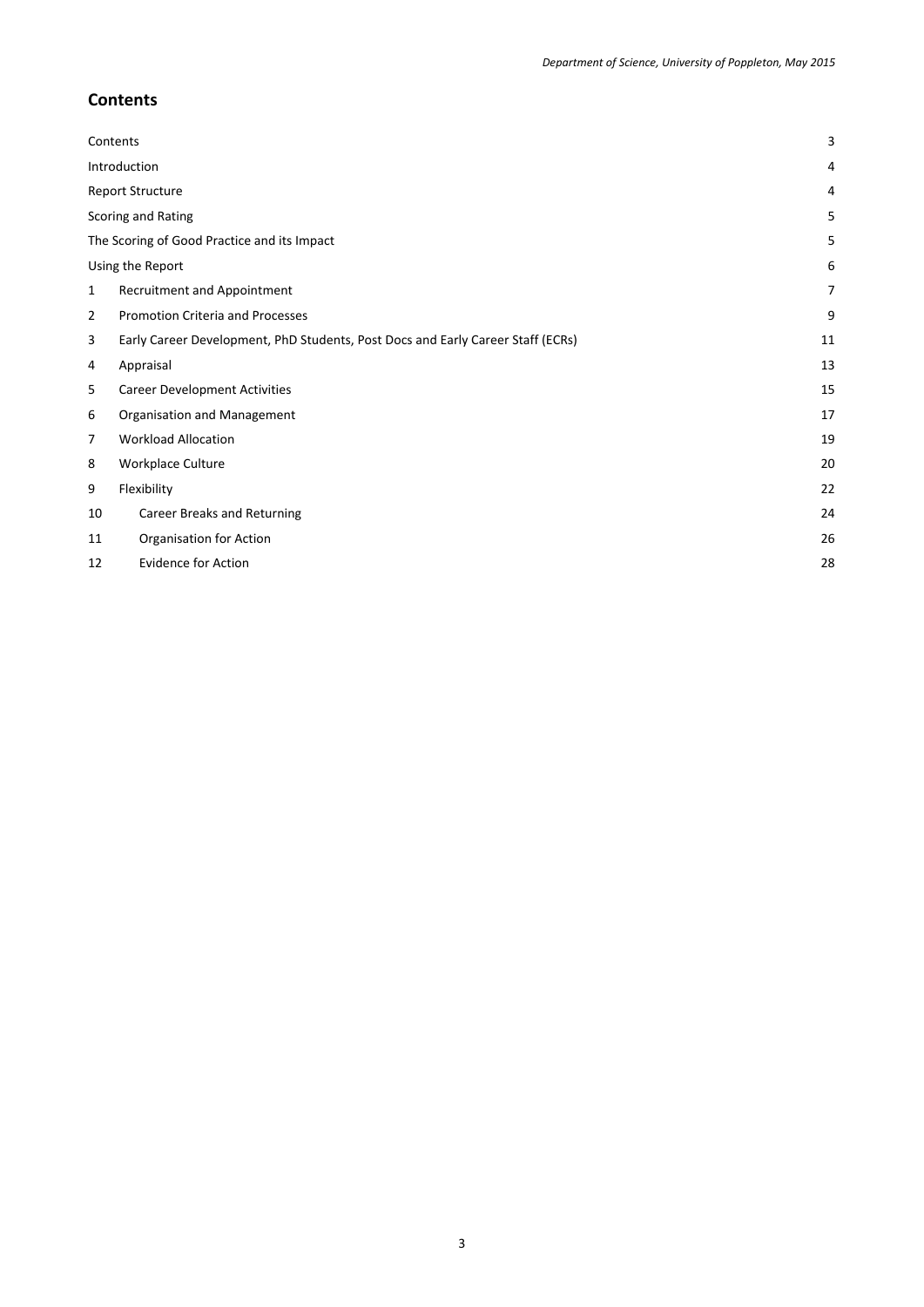## Contents

| | | |
|---|---|---|
| Contents | | 3 |
| Introduction | | 4 |
| Report Structure | | 4 |
| Scoring and Rating | | 5 |
| The Scoring of Good Practice and its Impact | | 5 |
| Using the Report | | 6 |
| 1 | Recruitment and Appointment | 7 |
| 2 | Promotion Criteria and Processes | 9 |
| 3 | Early Career Development, PhD Students, Post Docs and Early Career Staff (ECRs) | 11 |
| 4 | Appraisal | 13 |
| 5 | Career Development Activities | 15 |
| 6 | Organisation and Management | 17 |
| 7 | Workload Allocation | 19 |
| 8 | Workplace Culture | 20 |
| 9 | Flexibility | 22 |
| 10 | Career Breaks and Returning | 24 |
| 11 | Organisation for Action | 26 |
| 12 | Evidence for Action | 28 |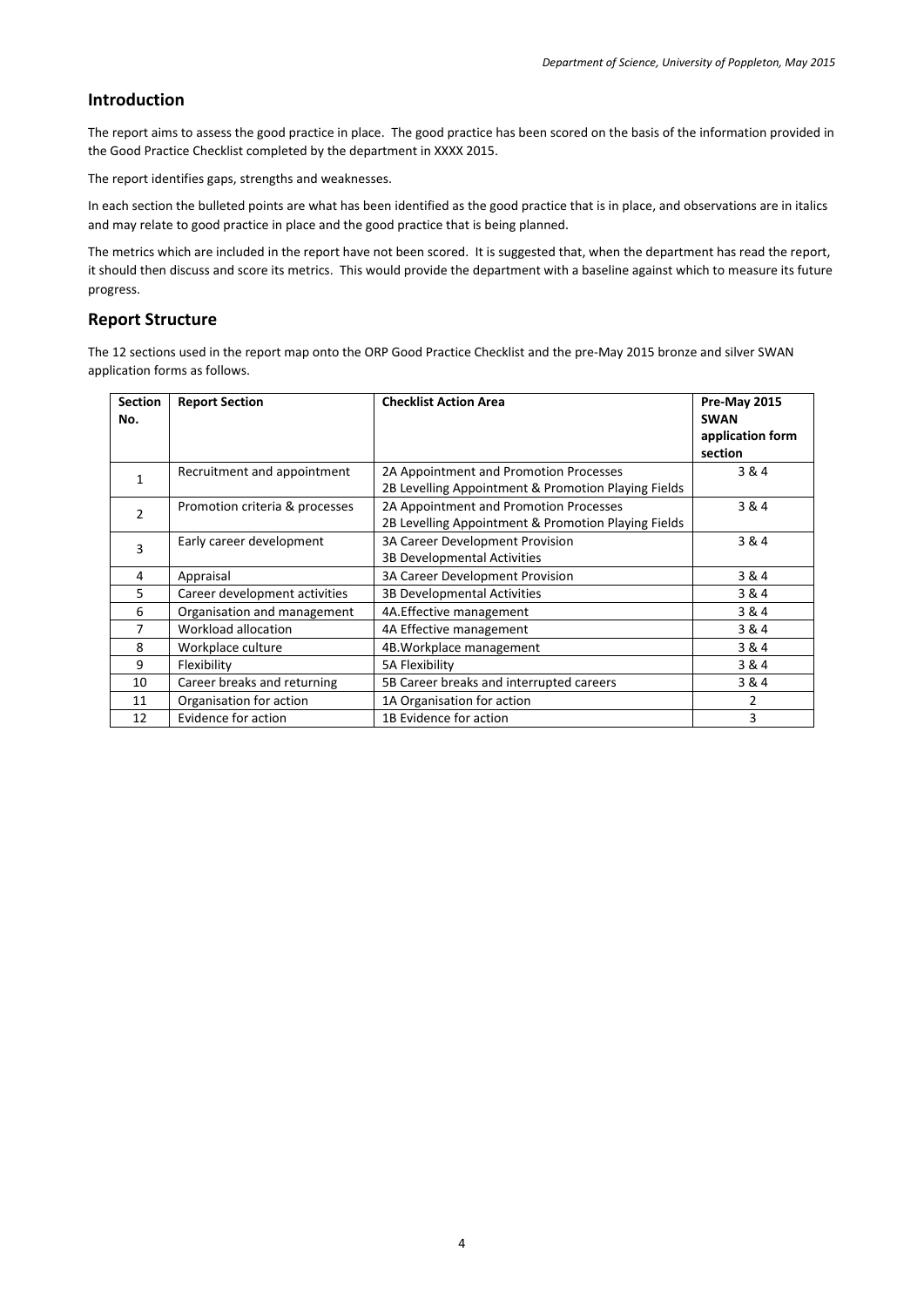## Introduction

The report aims to assess the good practice in place. The good practice has been scored on the basis of the information provided in the Good Practice Checklist completed by the department in XXXX 2015.

The report identifies gaps, strengths and weaknesses.

In each section the bulleted points are what has been identified as the good practice that is in place, and observations are in italics and may relate to good practice in place and the good practice that is being planned.

The metrics which are included in the report have not been scored. It is suggested that, when the department has read the report, it should then discuss and score its metrics. This would provide the department with a baseline against which to measure its future progress.

## Report Structure

The 12 sections used in the report map onto the ORP Good Practice Checklist and the pre-May 2015 bronze and silver SWAN application forms as follows.

| Section No. | Report Section | Checklist Action Area | Pre-May 2015 SWAN application form section |
|---|---|---|---|
| 1 | Recruitment and appointment | 2A Appointment and Promotion Processes<br>2B Levelling Appointment & Promotion Playing Fields | 3 & 4 |
| 2 | Promotion criteria & processes | 2A Appointment and Promotion Processes<br>2B Levelling Appointment & Promotion Playing Fields | 3 & 4 |
| 3 | Early career development | 3A Career Development Provision<br>3B Developmental Activities | 3 & 4 |
| 4 | Appraisal | 3A Career Development Provision | 3 & 4 |
| 5 | Career development activities | 3B Developmental Activities | 3 & 4 |
| 6 | Organisation and management | 4A.Effective management | 3 & 4 |
| 7 | Workload allocation | 4A Effective management | 3 & 4 |
| 8 | Workplace culture | 4B.Workplace management | 3 & 4 |
| 9 | Flexibility | 5A Flexibility | 3 & 4 |
| 10 | Career breaks and returning | 5B Career breaks and interrupted careers | 3 & 4 |
| 11 | Organisation for action | 1A Organisation for action | 2 |
| 12 | Evidence for action | 1B Evidence for action | 3 |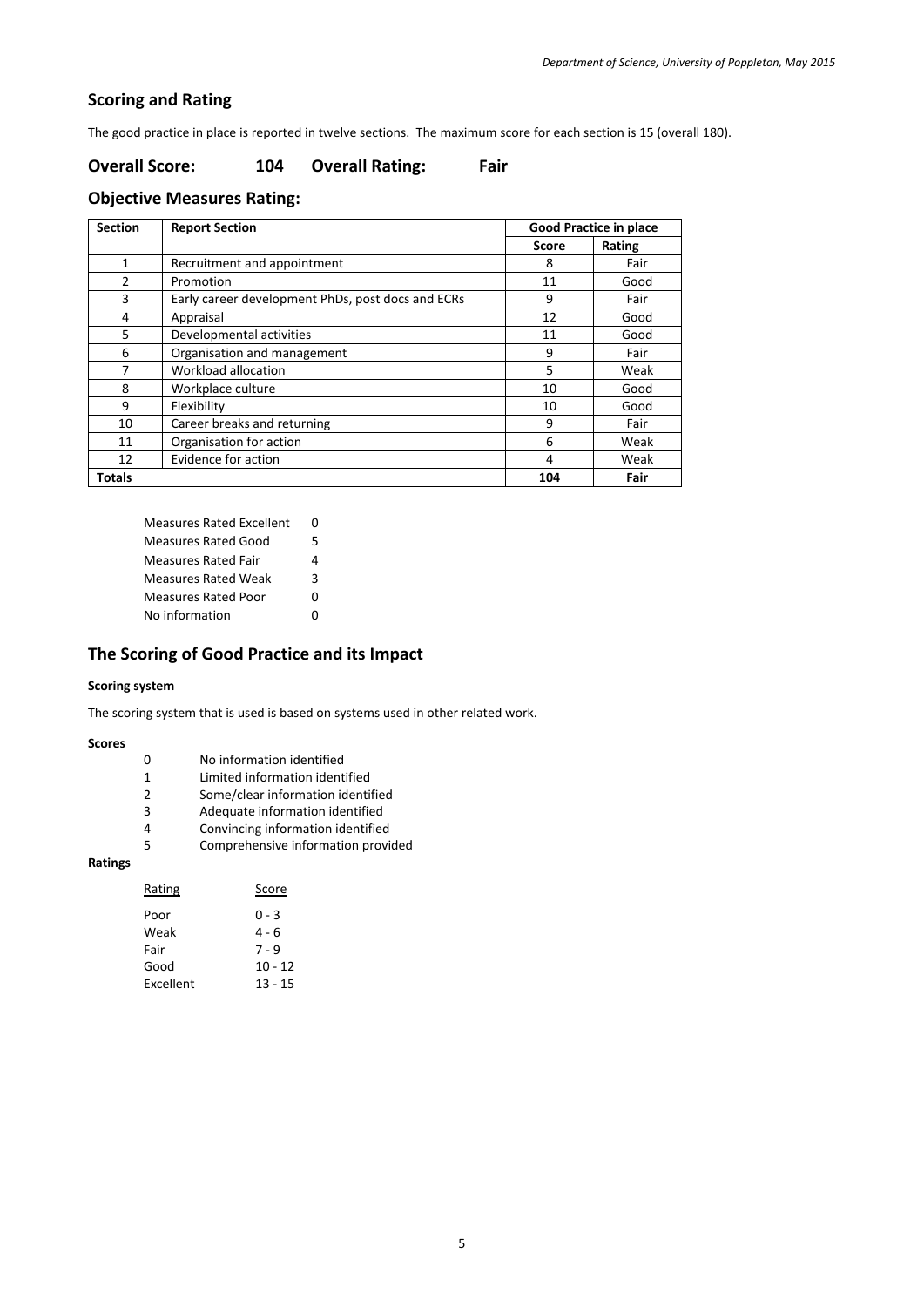## Scoring and Rating

The good practice in place is reported in twelve sections. The maximum score for each section is 15 (overall 180).

## Overall Score: 104 Overall Rating: Fair

## Objective Measures Rating:

| Section | Report Section | Good Practice in place | |
|---|---|---|---|
| | | Score | Rating |
| 1 | Recruitment and appointment | 8 | Fair |
| 2 | Promotion | 11 | Good |
| 3 | Early career development PhDs, post docs and ECRs | 9 | Fair |
| 4 | Appraisal | 12 | Good |
| 5 | Developmental activities | 11 | Good |
| 6 | Organisation and management | 9 | Fair |
| 7 | Workload allocation | 5 | Weak |
| 8 | Workplace culture | 10 | Good |
| 9 | Flexibility | 10 | Good |
| 10 | Career breaks and returning | 9 | Fair |
| 11 | Organisation for action | 6 | Weak |
| 12 | Evidence for action | 4 | Weak |
| **Totals** | | **104** | **Fair** |

| | |
|---|---|
| Measures Rated Excellent | 0 |
| Measures Rated Good | 5 |
| Measures Rated Fair | 4 |
| Measures Rated Weak | 3 |
| Measures Rated Poor | 0 |
| No information | 0 |

## The Scoring of Good Practice and its Impact

**Scoring system**

The scoring system that is used is based on systems used in other related work.

**Scores**

| | |
|---|---|
| 0 | No information identified |
| 1 | Limited information identified |
| 2 | Some/clear information identified |
| 3 | Adequate information identified |
| 4 | Convincing information identified |
| 5 | Comprehensive information provided |

**Ratings**

| Rating | Score |
|---|---|
| Poor | 0 - 3 |
| Weak | 4 - 6 |
| Fair | 7 - 9 |
| Good | 10 - 12 |
| Excellent | 13 - 15 |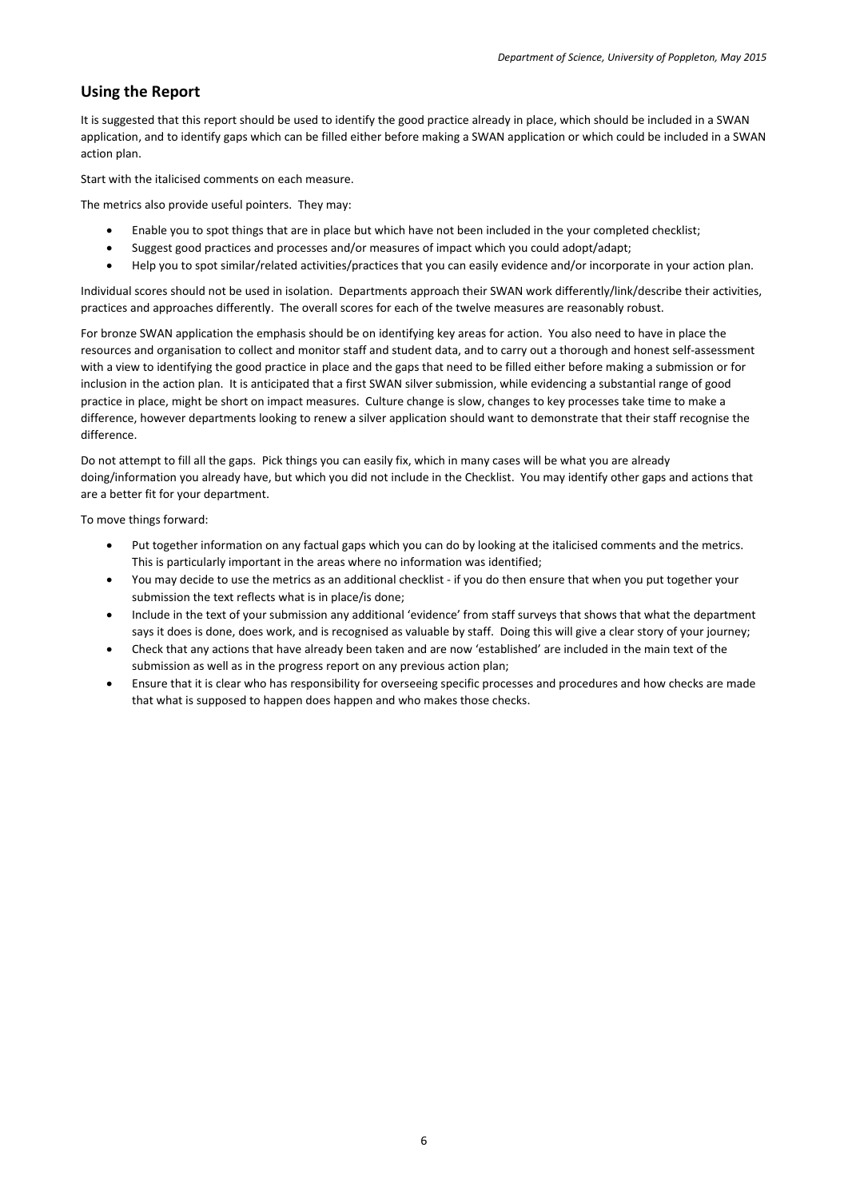## Using the Report

It is suggested that this report should be used to identify the good practice already in place, which should be included in a SWAN application, and to identify gaps which can be filled either before making a SWAN application or which could be included in a SWAN action plan.

Start with the italicised comments on each measure.

The metrics also provide useful pointers. They may:

- Enable you to spot things that are in place but which have not been included in the your completed checklist;
- Suggest good practices and processes and/or measures of impact which you could adopt/adapt;
- Help you to spot similar/related activities/practices that you can easily evidence and/or incorporate in your action plan.

Individual scores should not be used in isolation. Departments approach their SWAN work differently/link/describe their activities, practices and approaches differently. The overall scores for each of the twelve measures are reasonably robust.

For bronze SWAN application the emphasis should be on identifying key areas for action. You also need to have in place the resources and organisation to collect and monitor staff and student data, and to carry out a thorough and honest self-assessment with a view to identifying the good practice in place and the gaps that need to be filled either before making a submission or for inclusion in the action plan. It is anticipated that a first SWAN silver submission, while evidencing a substantial range of good practice in place, might be short on impact measures. Culture change is slow, changes to key processes take time to make a difference, however departments looking to renew a silver application should want to demonstrate that their staff recognise the difference.

Do not attempt to fill all the gaps. Pick things you can easily fix, which in many cases will be what you are already doing/information you already have, but which you did not include in the Checklist. You may identify other gaps and actions that are a better fit for your department.

To move things forward:

- Put together information on any factual gaps which you can do by looking at the italicised comments and the metrics. This is particularly important in the areas where no information was identified;
- You may decide to use the metrics as an additional checklist - if you do then ensure that when you put together your submission the text reflects what is in place/is done;
- Include in the text of your submission any additional 'evidence' from staff surveys that shows that what the department says it does is done, does work, and is recognised as valuable by staff. Doing this will give a clear story of your journey;
- Check that any actions that have already been taken and are now 'established' are included in the main text of the submission as well as in the progress report on any previous action plan;
- Ensure that it is clear who has responsibility for overseeing specific processes and procedures and how checks are made that what is supposed to happen does happen and who makes those checks.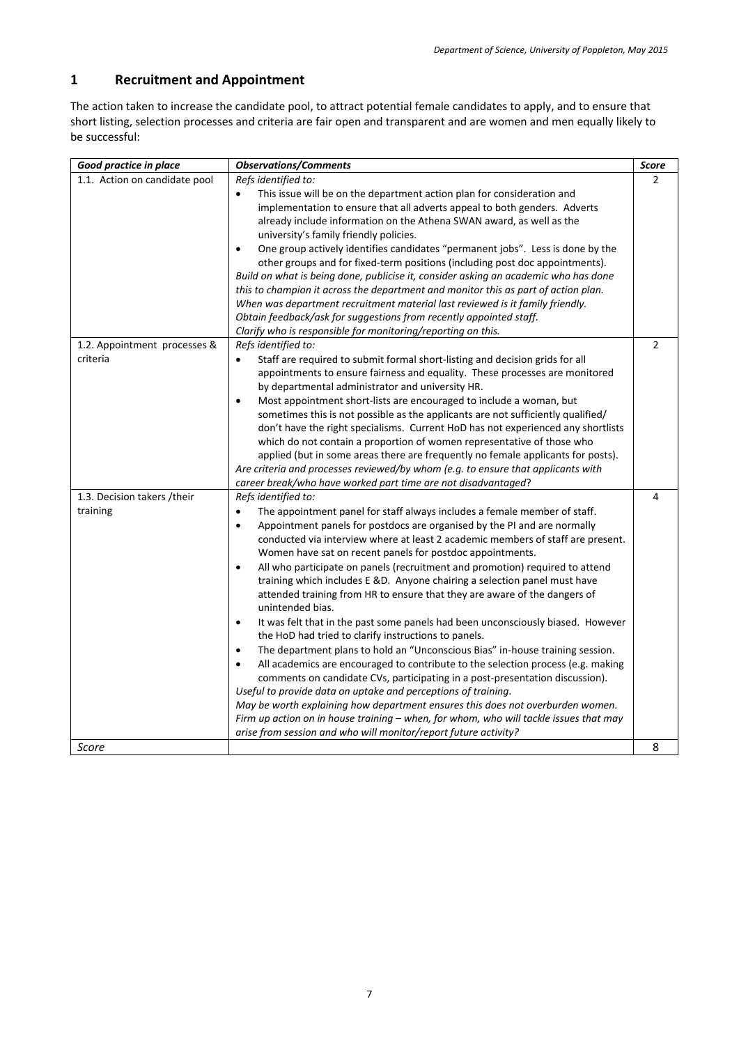## 1 Recruitment and Appointment

The action taken to increase the candidate pool, to attract potential female candidates to apply, and to ensure that short listing, selection processes and criteria are fair open and transparent and are women and men equally likely to be successful:

| *Good practice in place* | *Observations/Comments* | *Score* |
|---|---|---|
| 1.1. Action on candidate pool | *Refs identified to:*<br>• This issue will be on the department action plan for consideration and implementation to ensure that all adverts appeal to both genders. Adverts already include information on the Athena SWAN award, as well as the university's family friendly policies.<br>• One group actively identifies candidates "permanent jobs". Less is done by the other groups and for fixed-term positions (including post doc appointments).<br>*Build on what is being done, publicise it, consider asking an academic who has done this to champion it across the department and monitor this as part of action plan.*<br>*When was department recruitment material last reviewed is it family friendly.*<br>*Obtain feedback/ask for suggestions from recently appointed staff.*<br>*Clarify who is responsible for monitoring/reporting on this.* | 2 |
| 1.2. Appointment processes & criteria | *Refs identified to:*<br>• Staff are required to submit formal short-listing and decision grids for all appointments to ensure fairness and equality. These processes are monitored by departmental administrator and university HR.<br>• Most appointment short-lists are encouraged to include a woman, but sometimes this is not possible as the applicants are not sufficiently qualified/ don't have the right specialisms. Current HoD has not experienced any shortlists which do not contain a proportion of women representative of those who applied (but in some areas there are frequently no female applicants for posts).<br>*Are criteria and processes reviewed/by whom (e.g. to ensure that applicants with career break/who have worked part time are not disadvantaged?* | 2 |
| 1.3. Decision takers /their training | *Refs identified to:*<br>• The appointment panel for staff always includes a female member of staff.<br>• Appointment panels for postdocs are organised by the PI and are normally conducted via interview where at least 2 academic members of staff are present. Women have sat on recent panels for postdoc appointments.<br>• All who participate on panels (recruitment and promotion) required to attend training which includes E &D. Anyone chairing a selection panel must have attended training from HR to ensure that they are aware of the dangers of unintended bias.<br>• It was felt that in the past some panels had been unconsciously biased. However the HoD had tried to clarify instructions to panels.<br>• The department plans to hold an "Unconscious Bias" in-house training session.<br>• All academics are encouraged to contribute to the selection process (e.g. making comments on candidate CVs, participating in a post-presentation discussion).<br>*Useful to provide data on uptake and perceptions of training.*<br>*May be worth explaining how department ensures this does not overburden women.*<br>*Firm up action on in house training – when, for whom, who will tackle issues that may arise from session and who will monitor/report future activity?* | 4 |
| *Score* | | 8 |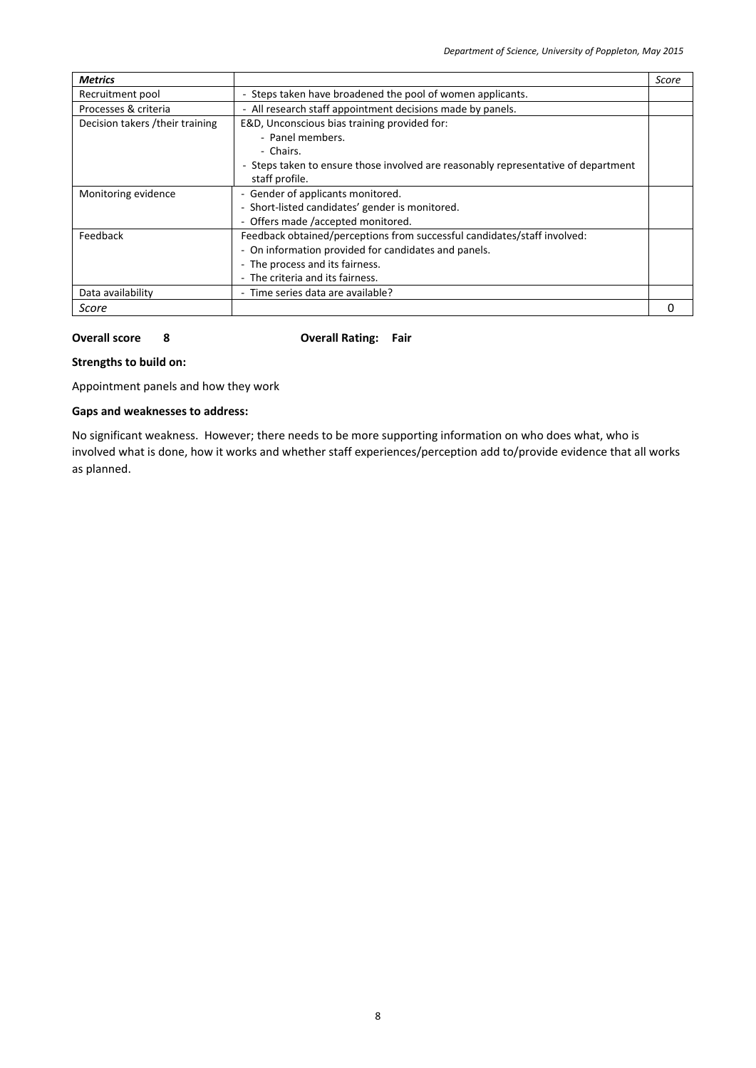| *Metrics* | | *Score* |
|---|---|---|
| Recruitment pool | - Steps taken have broadened the pool of women applicants. | |
| Processes & criteria | - All research staff appointment decisions made by panels. | |
| Decision takers /their training | E&D, Unconscious bias training provided for:<br>- Panel members.<br>- Chairs.<br>- Steps taken to ensure those involved are reasonably representative of department staff profile. | |
| Monitoring evidence | - Gender of applicants monitored.<br>- Short-listed candidates' gender is monitored.<br>- Offers made /accepted monitored. | |
| Feedback | Feedback obtained/perceptions from successful candidates/staff involved:<br>- On information provided for candidates and panels.<br>- The process and its fairness.<br>- The criteria and its fairness. | |
| Data availability | - Time series data are available? | |
| *Score* | | 0 |

**Overall score 8** **Overall Rating: Fair**

**Strengths to build on:**

Appointment panels and how they work

**Gaps and weaknesses to address:**

No significant weakness. However; there needs to be more supporting information on who does what, who is involved what is done, how it works and whether staff experiences/perception add to/provide evidence that all works as planned.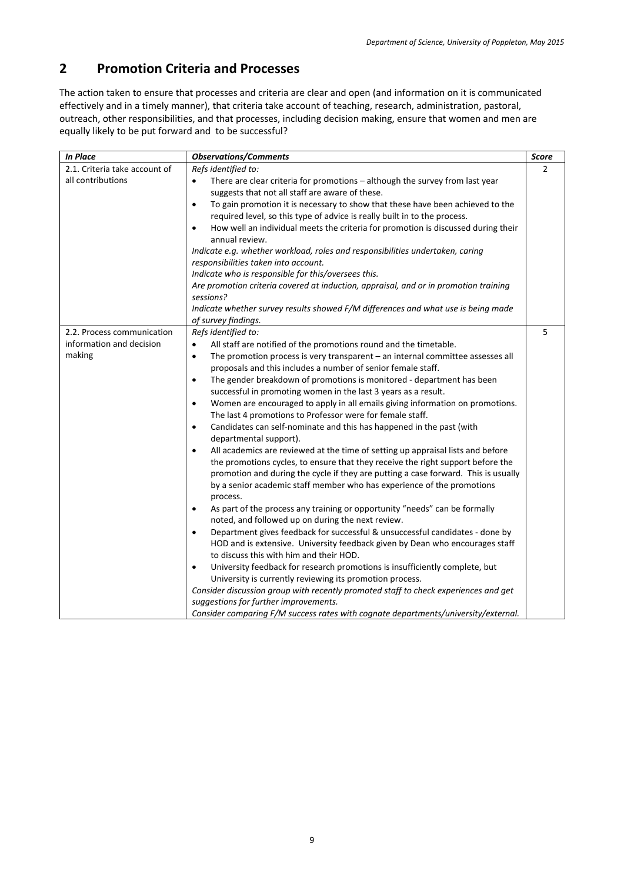## 2 Promotion Criteria and Processes

The action taken to ensure that processes and criteria are clear and open (and information on it is communicated effectively and in a timely manner), that criteria take account of teaching, research, administration, pastoral, outreach, other responsibilities, and that processes, including decision making, ensure that women and men are equally likely to be put forward and to be successful?

| *In Place* | *Observations/Comments* | *Score* |
|---|---|---|
| 2.1. Criteria take account of all contributions | *Refs identified to:*<br>• There are clear criteria for promotions – although the survey from last year suggests that not all staff are aware of these.<br>• To gain promotion it is necessary to show that these have been achieved to the required level, so this type of advice is really built in to the process.<br>• How well an individual meets the criteria for promotion is discussed during their annual review.<br>*Indicate e.g. whether workload, roles and responsibilities undertaken, caring responsibilities taken into account.*<br>*Indicate who is responsible for this/oversees this.*<br>*Are promotion criteria covered at induction, appraisal, and or in promotion training sessions?*<br>*Indicate whether survey results showed F/M differences and what use is being made of survey findings.* | 2 |
| 2.2. Process communication information and decision making | *Refs identified to:*<br>• All staff are notified of the promotions round and the timetable.<br>• The promotion process is very transparent – an internal committee assesses all proposals and this includes a number of senior female staff.<br>• The gender breakdown of promotions is monitored - department has been successful in promoting women in the last 3 years as a result.<br>• Women are encouraged to apply in all emails giving information on promotions. The last 4 promotions to Professor were for female staff.<br>• Candidates can self-nominate and this has happened in the past (with departmental support).<br>• All academics are reviewed at the time of setting up appraisal lists and before the promotions cycles, to ensure that they receive the right support before the promotion and during the cycle if they are putting a case forward. This is usually by a senior academic staff member who has experience of the promotions process.<br>• As part of the process any training or opportunity "needs" can be formally noted, and followed up on during the next review.<br>• Department gives feedback for successful & unsuccessful candidates - done by HOD and is extensive. University feedback given by Dean who encourages staff to discuss this with him and their HOD.<br>• University feedback for research promotions is insufficiently complete, but University is currently reviewing its promotion process.<br>*Consider discussion group with recently promoted staff to check experiences and get suggestions for further improvements.*<br>*Consider comparing F/M success rates with cognate departments/university/external.* | 5 |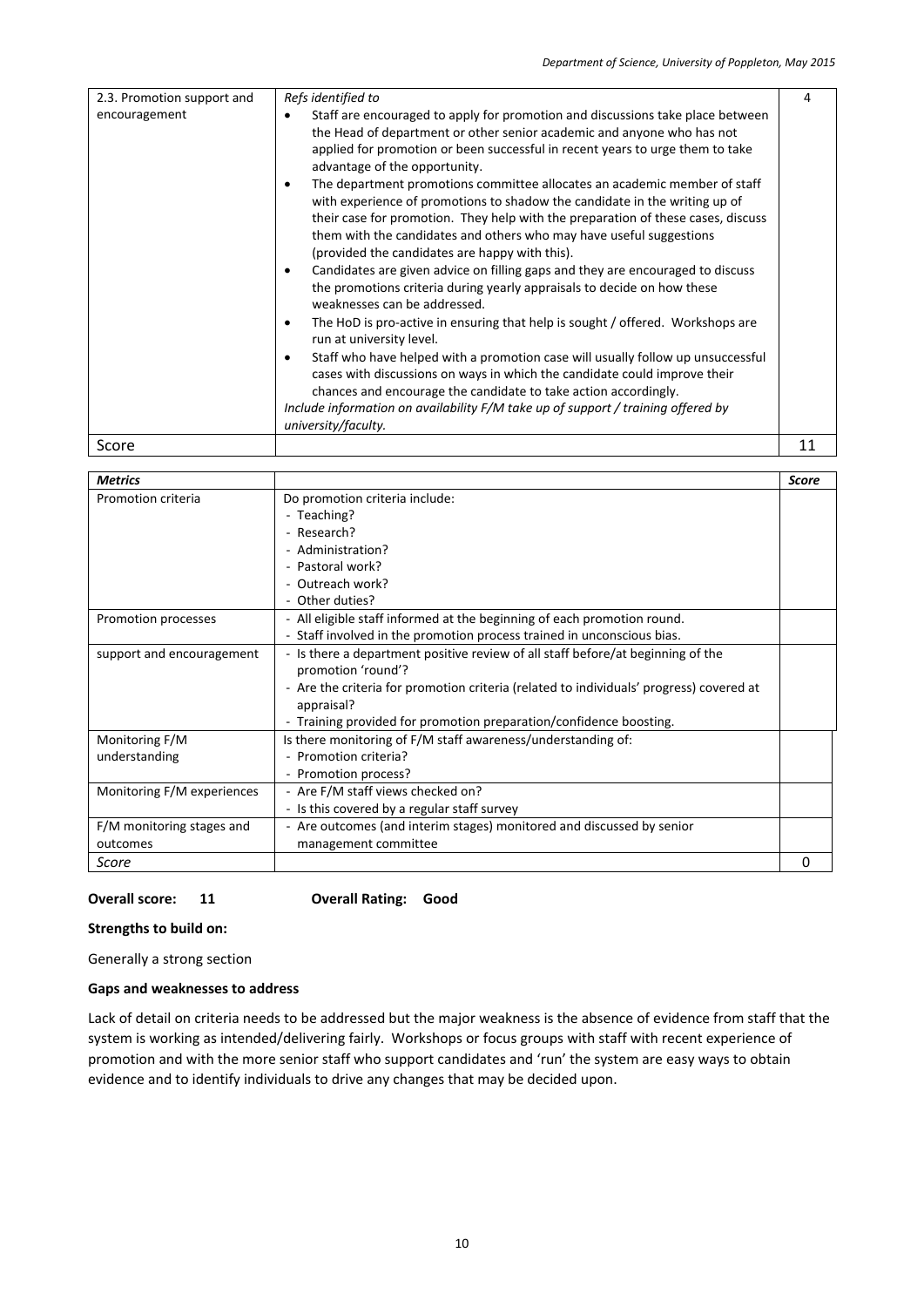| 2.3. Promotion support and encouragement | *Refs identified to*<br>• Staff are encouraged to apply for promotion and discussions take place between the Head of department or other senior academic and anyone who has not applied for promotion or been successful in recent years to urge them to take advantage of the opportunity.<br>• The department promotions committee allocates an academic member of staff with experience of promotions to shadow the candidate in the writing up of their case for promotion. They help with the preparation of these cases, discuss them with the candidates and others who may have useful suggestions (provided the candidates are happy with this).<br>• Candidates are given advice on filling gaps and they are encouraged to discuss the promotions criteria during yearly appraisals to decide on how these weaknesses can be addressed.<br>• The HoD is pro-active in ensuring that help is sought / offered. Workshops are run at university level.<br>• Staff who have helped with a promotion case will usually follow up unsuccessful cases with discussions on ways in which the candidate could improve their chances and encourage the candidate to take action accordingly.<br>*Include information on availability F/M take up of support / training offered by university/faculty.* | 4 |
|---|---|---|
| Score | | 11 |

| *Metrics* | | *Score* |
|---|---|---|
| Promotion criteria | Do promotion criteria include:<br>- Teaching?<br>- Research?<br>- Administration?<br>- Pastoral work?<br>- Outreach work?<br>- Other duties? | |
| Promotion processes | - All eligible staff informed at the beginning of each promotion round.<br>- Staff involved in the promotion process trained in unconscious bias. | |
| support and encouragement | - Is there a department positive review of all staff before/at beginning of the promotion 'round'?<br>- Are the criteria for promotion criteria (related to individuals' progress) covered at appraisal?<br>- Training provided for promotion preparation/confidence boosting. | |
| Monitoring F/M understanding | Is there monitoring of F/M staff awareness/understanding of:<br>- Promotion criteria?<br>- Promotion process? | |
| Monitoring F/M experiences | - Are F/M staff views checked on?<br>- Is this covered by a regular staff survey | |
| F/M monitoring stages and outcomes | - Are outcomes (and interim stages) monitored and discussed by senior management committee | |
| *Score* | | 0 |

**Overall score: 11** **Overall Rating: Good**

**Strengths to build on:**

Generally a strong section

**Gaps and weaknesses to address**

Lack of detail on criteria needs to be addressed but the major weakness is the absence of evidence from staff that the system is working as intended/delivering fairly. Workshops or focus groups with staff with recent experience of promotion and with the more senior staff who support candidates and 'run' the system are easy ways to obtain evidence and to identify individuals to drive any changes that may be decided upon.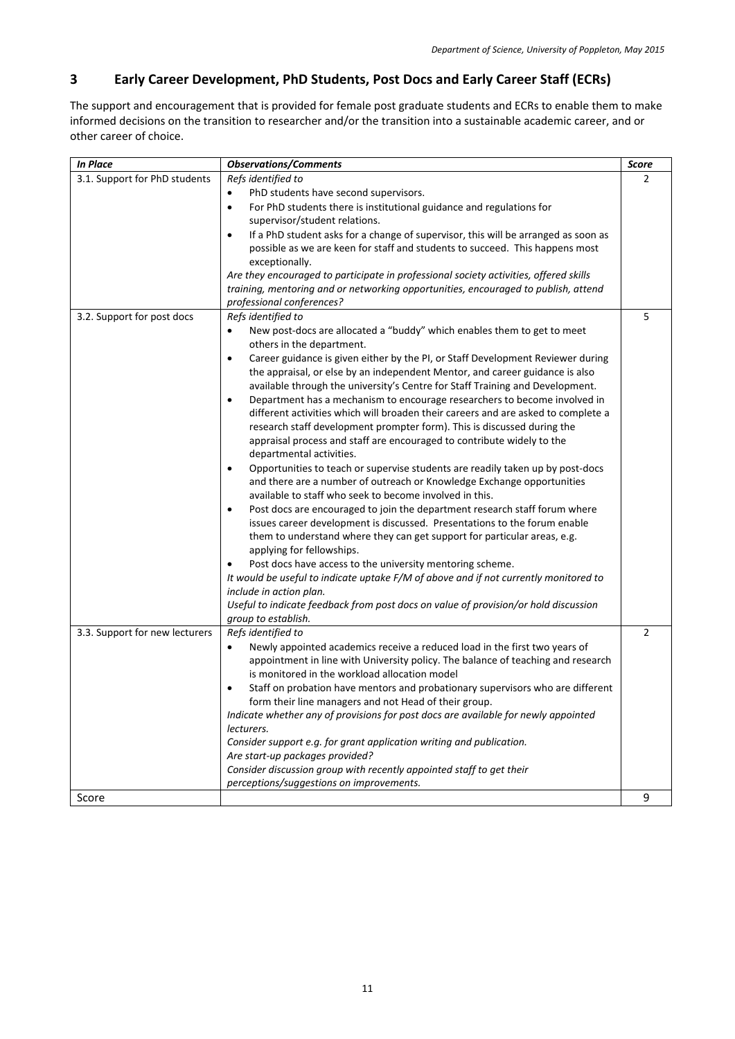## 3 Early Career Development, PhD Students, Post Docs and Early Career Staff (ECRs)

The support and encouragement that is provided for female post graduate students and ECRs to enable them to make informed decisions on the transition to researcher and/or the transition into a sustainable academic career, and or other career of choice.

| *In Place* | *Observations/Comments* | *Score* |
|---|---|---|
| 3.1. Support for PhD students | *Refs identified to*<br>• PhD students have second supervisors.<br>• For PhD students there is institutional guidance and regulations for supervisor/student relations.<br>• If a PhD student asks for a change of supervisor, this will be arranged as soon as possible as we are keen for staff and students to succeed. This happens most exceptionally.<br>*Are they encouraged to participate in professional society activities, offered skills training, mentoring and or networking opportunities, encouraged to publish, attend professional conferences?* | 2 |
| 3.2. Support for post docs | *Refs identified to*<br>• New post-docs are allocated a "buddy" which enables them to get to meet others in the department.<br>• Career guidance is given either by the PI, or Staff Development Reviewer during the appraisal, or else by an independent Mentor, and career guidance is also available through the university's Centre for Staff Training and Development.<br>• Department has a mechanism to encourage researchers to become involved in different activities which will broaden their careers and are asked to complete a research staff development prompter form). This is discussed during the appraisal process and staff are encouraged to contribute widely to the departmental activities.<br>• Opportunities to teach or supervise students are readily taken up by post-docs and there are a number of outreach or Knowledge Exchange opportunities available to staff who seek to become involved in this.<br>• Post docs are encouraged to join the department research staff forum where issues career development is discussed. Presentations to the forum enable them to understand where they can get support for particular areas, e.g. applying for fellowships.<br>• Post docs have access to the university mentoring scheme.<br>*It would be useful to indicate uptake F/M of above and if not currently monitored to include in action plan.*<br>*Useful to indicate feedback from post docs on value of provision/or hold discussion group to establish.* | 5 |
| 3.3. Support for new lecturers | *Refs identified to*<br>• Newly appointed academics receive a reduced load in the first two years of appointment in line with University policy. The balance of teaching and research is monitored in the workload allocation model<br>• Staff on probation have mentors and probationary supervisors who are different form their line managers and not Head of their group.<br>*Indicate whether any of provisions for post docs are available for newly appointed lecturers.*<br>*Consider support e.g. for grant application writing and publication.*<br>*Are start-up packages provided?*<br>*Consider discussion group with recently appointed staff to get their perceptions/suggestions on improvements.* | 2 |
| Score | | 9 |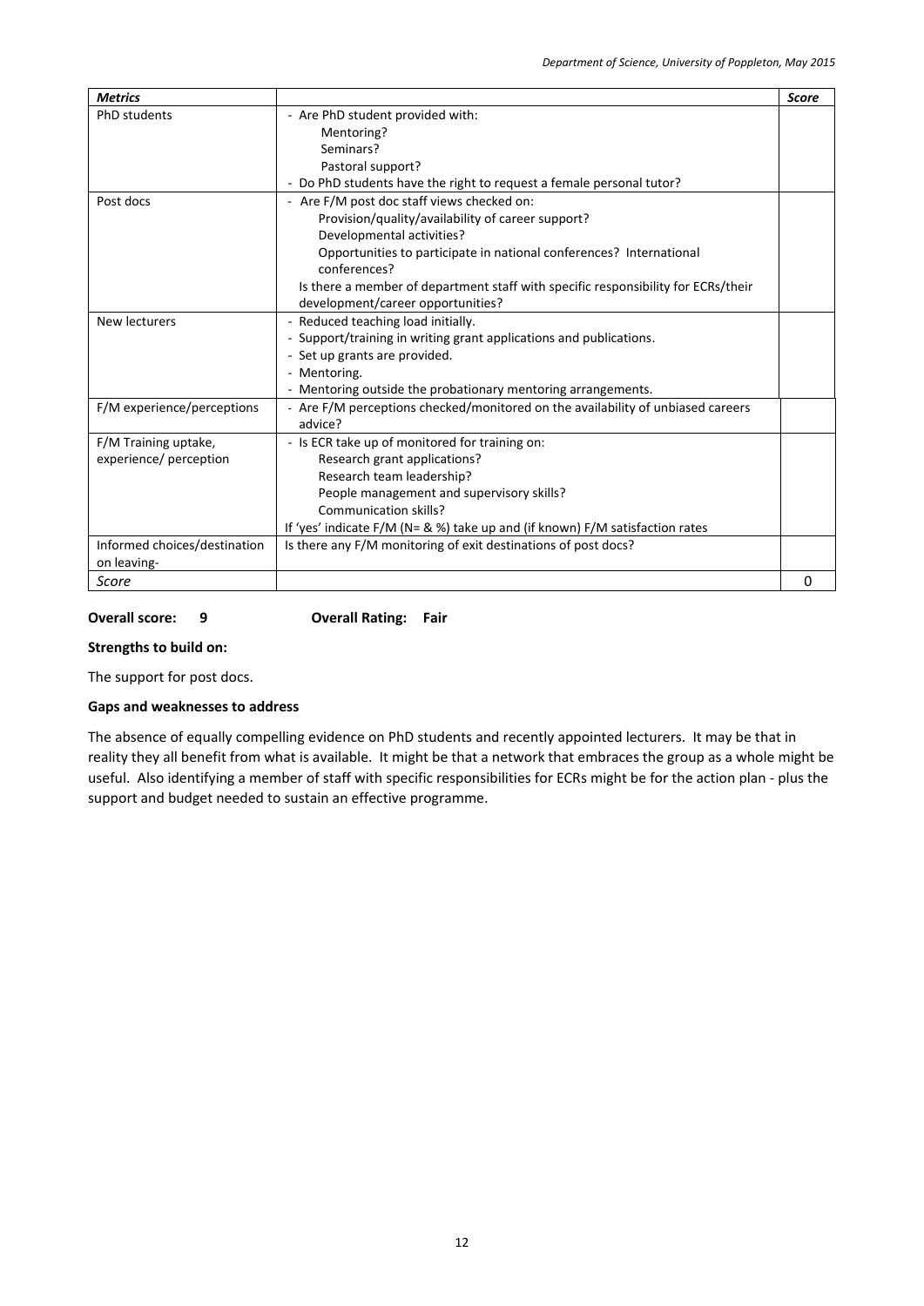| *Metrics* | | *Score* |
|---|---|---|
| PhD students | - Are PhD student provided with:<br>Mentoring?<br>Seminars?<br>Pastoral support?<br>- Do PhD students have the right to request a female personal tutor? | |
| Post docs | - Are F/M post doc staff views checked on:<br>Provision/quality/availability of career support?<br>Developmental activities?<br>Opportunities to participate in national conferences? International conferences?<br>Is there a member of department staff with specific responsibility for ECRs/their development/career opportunities? | |
| New lecturers | - Reduced teaching load initially.<br>- Support/training in writing grant applications and publications.<br>- Set up grants are provided.<br>- Mentoring.<br>- Mentoring outside the probationary mentoring arrangements. | |
| F/M experience/perceptions | - Are F/M perceptions checked/monitored on the availability of unbiased careers advice? | |
| F/M Training uptake, experience/ perception | - Is ECR take up of monitored for training on:<br>Research grant applications?<br>Research team leadership?<br>People management and supervisory skills?<br>Communication skills?<br>If 'yes' indicate F/M (N= & %) take up and (if known) F/M satisfaction rates | |
| Informed choices/destination on leaving- | Is there any F/M monitoring of exit destinations of post docs? | |
| *Score* | | 0 |

**Overall score: 9** **Overall Rating: Fair**

**Strengths to build on:**

The support for post docs.

**Gaps and weaknesses to address**

The absence of equally compelling evidence on PhD students and recently appointed lecturers. It may be that in reality they all benefit from what is available. It might be that a network that embraces the group as a whole might be useful. Also identifying a member of staff with specific responsibilities for ECRs might be for the action plan - plus the support and budget needed to sustain an effective programme.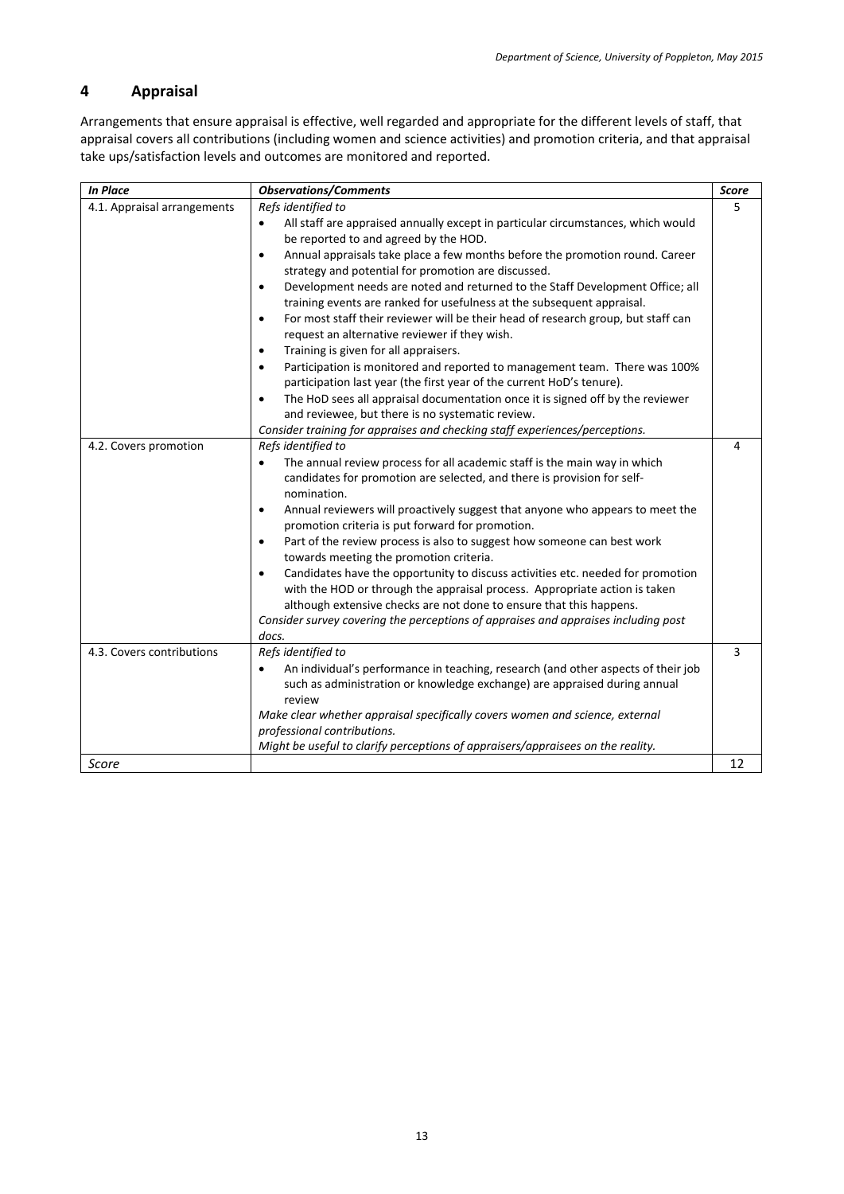## 4 Appraisal

Arrangements that ensure appraisal is effective, well regarded and appropriate for the different levels of staff, that appraisal covers all contributions (including women and science activities) and promotion criteria, and that appraisal take ups/satisfaction levels and outcomes are monitored and reported.

| *In Place* | *Observations/Comments* | *Score* |
|---|---|---|
| 4.1. Appraisal arrangements | *Refs identified to*<br>• All staff are appraised annually except in particular circumstances, which would be reported to and agreed by the HOD.<br>• Annual appraisals take place a few months before the promotion round. Career strategy and potential for promotion are discussed.<br>• Development needs are noted and returned to the Staff Development Office; all training events are ranked for usefulness at the subsequent appraisal.<br>• For most staff their reviewer will be their head of research group, but staff can request an alternative reviewer if they wish.<br>• Training is given for all appraisers.<br>• Participation is monitored and reported to management team. There was 100% participation last year (the first year of the current HoD's tenure).<br>• The HoD sees all appraisal documentation once it is signed off by the reviewer and reviewee, but there is no systematic review.<br>*Consider training for appraises and checking staff experiences/perceptions.* | 5 |
| 4.2. Covers promotion | *Refs identified to*<br>• The annual review process for all academic staff is the main way in which candidates for promotion are selected, and there is provision for self-nomination.<br>• Annual reviewers will proactively suggest that anyone who appears to meet the promotion criteria is put forward for promotion.<br>• Part of the review process is also to suggest how someone can best work towards meeting the promotion criteria.<br>• Candidates have the opportunity to discuss activities etc. needed for promotion with the HOD or through the appraisal process. Appropriate action is taken although extensive checks are not done to ensure that this happens.<br>*Consider survey covering the perceptions of appraises and appraises including post docs.* | 4 |
| 4.3. Covers contributions | *Refs identified to*<br>• An individual's performance in teaching, research (and other aspects of their job such as administration or knowledge exchange) are appraised during annual review<br>*Make clear whether appraisal specifically covers women and science, external professional contributions.*<br>*Might be useful to clarify perceptions of appraisers/appraisees on the reality.* | 3 |
| *Score* | | 12 |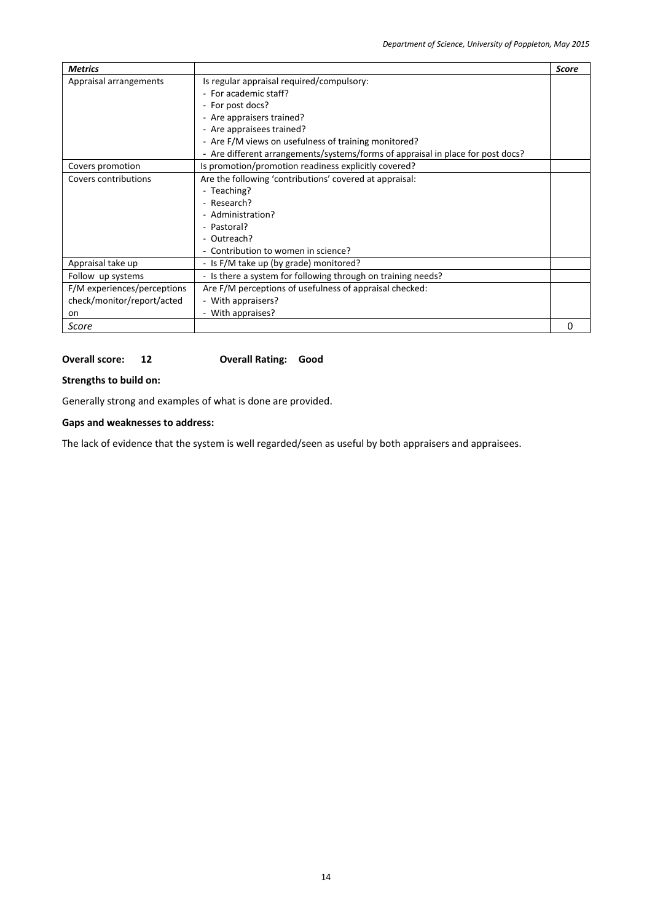| ***Metrics*** | | ***Score*** |
|---|---|---|
| Appraisal arrangements | Is regular appraisal required/compulsory:<br>- For academic staff?<br>- For post docs?<br>- Are appraisers trained?<br>- Are appraisees trained?<br>- Are F/M views on usefulness of training monitored?<br>- Are different arrangements/systems/forms of appraisal in place for post docs? | |
| Covers promotion | Is promotion/promotion readiness explicitly covered? | |
| Covers contributions | Are the following 'contributions' covered at appraisal:<br>- Teaching?<br>- Research?<br>- Administration?<br>- Pastoral?<br>- Outreach?<br>- Contribution to women in science? | |
| Appraisal take up | - Is F/M take up (by grade) monitored? | |
| Follow up systems | - Is there a system for following through on training needs? | |
| F/M experiences/perceptions check/monitor/report/acted on | Are F/M perceptions of usefulness of appraisal checked:<br>- With appraisers?<br>- With appraises? | |
| *Score* | | 0 |

**Overall score: 12 Overall Rating: Good**

**Strengths to build on:**

Generally strong and examples of what is done are provided.

**Gaps and weaknesses to address:**

The lack of evidence that the system is well regarded/seen as useful by both appraisers and appraisees.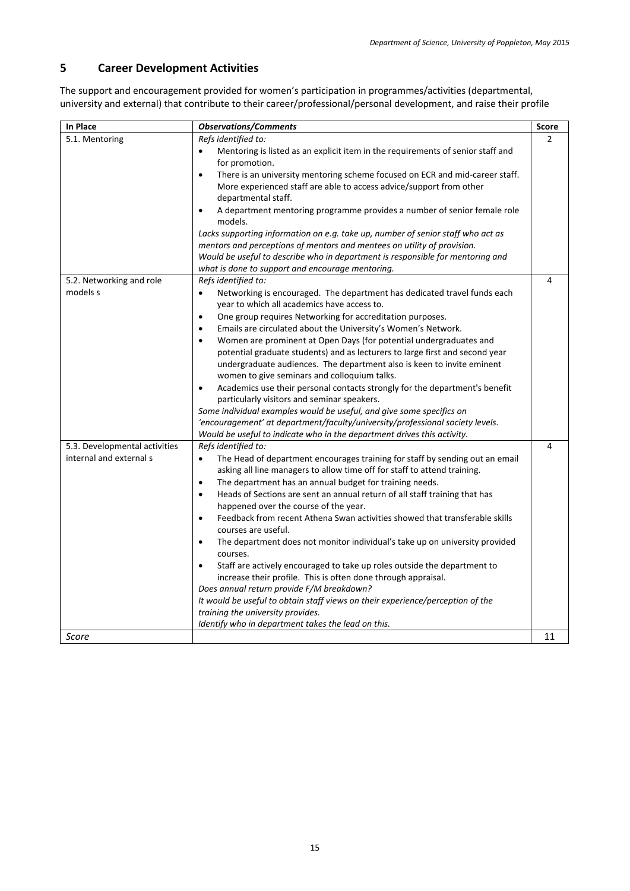## 5 Career Development Activities

The support and encouragement provided for women's participation in programmes/activities (departmental, university and external) that contribute to their career/professional/personal development, and raise their profile

| In Place | *Observations/Comments* | Score |
|---|---|---|
| 5.1. Mentoring | *Refs identified to:*<br>• Mentoring is listed as an explicit item in the requirements of senior staff and for promotion.<br>• There is an university mentoring scheme focused on ECR and mid-career staff. More experienced staff are able to access advice/support from other departmental staff.<br>• A department mentoring programme provides a number of senior female role models.<br>*Lacks supporting information on e.g. take up, number of senior staff who act as mentors and perceptions of mentors and mentees on utility of provision.*<br>*Would be useful to describe who in department is responsible for mentoring and what is done to support and encourage mentoring.* | 2 |
| 5.2. Networking and role models s | *Refs identified to:*<br>• Networking is encouraged. The department has dedicated travel funds each year to which all academics have access to.<br>• One group requires Networking for accreditation purposes.<br>• Emails are circulated about the University's Women's Network.<br>• Women are prominent at Open Days (for potential undergraduates and potential graduate students) and as lecturers to large first and second year undergraduate audiences. The department also is keen to invite eminent women to give seminars and colloquium talks.<br>• Academics use their personal contacts strongly for the department's benefit particularly visitors and seminar speakers.<br>*Some individual examples would be useful, and give some specifics on 'encouragement' at department/faculty/university/professional society levels.*<br>*Would be useful to indicate who in the department drives this activity.* | 4 |
| 5.3. Developmental activities internal and external s | *Refs identified to:*<br>• The Head of department encourages training for staff by sending out an email asking all line managers to allow time off for staff to attend training.<br>• The department has an annual budget for training needs.<br>• Heads of Sections are sent an annual return of all staff training that has happened over the course of the year.<br>• Feedback from recent Athena Swan activities showed that transferable skills courses are useful.<br>• The department does not monitor individual's take up on university provided courses.<br>• Staff are actively encouraged to take up roles outside the department to increase their profile. This is often done through appraisal.<br>*Does annual return provide F/M breakdown?*<br>*It would be useful to obtain staff views on their experience/perception of the training the university provides.*<br>*Identify who in department takes the lead on this.* | 4 |
| *Score* | | 11 |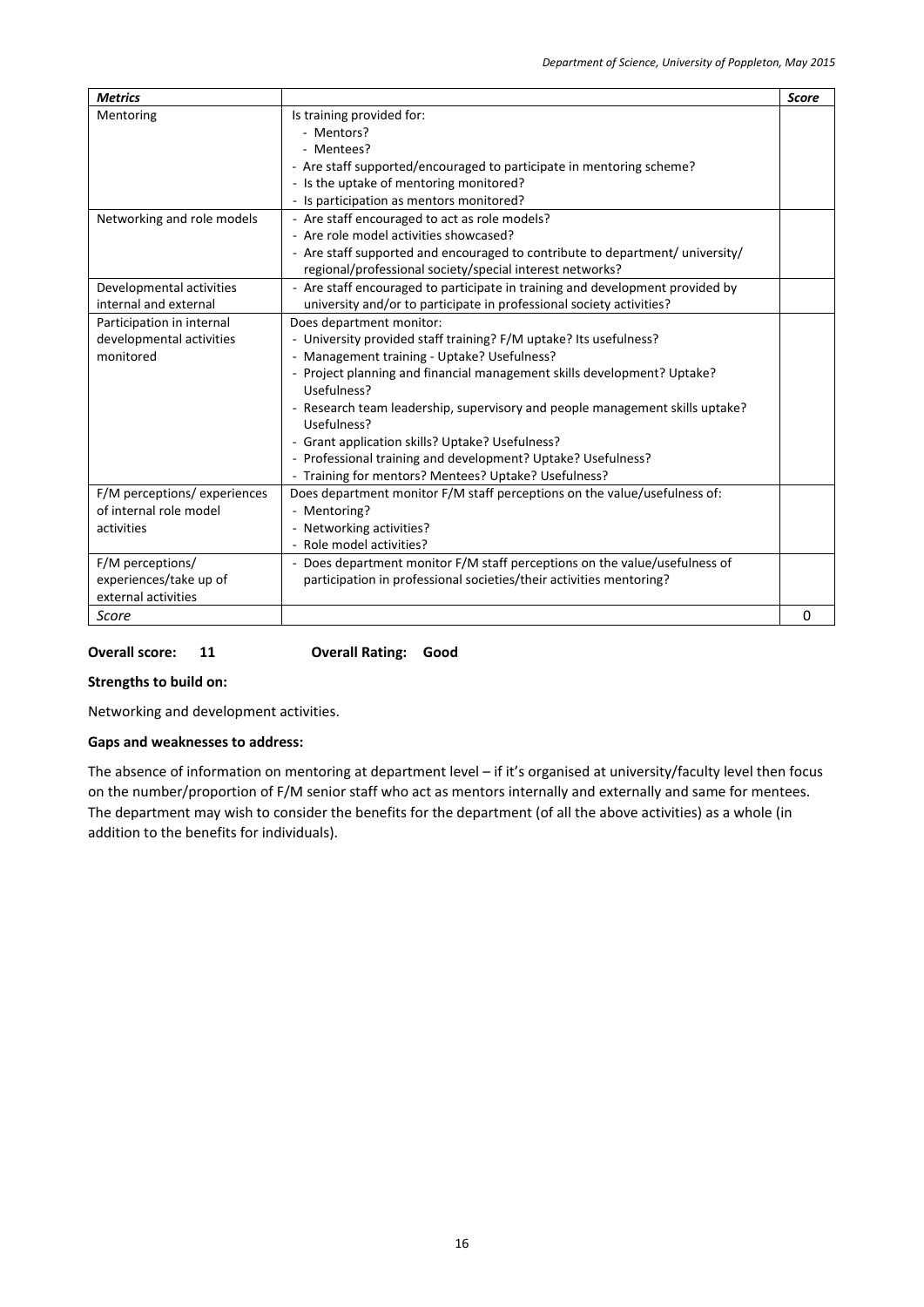| *Metrics* | | *Score* |
|---|---|---|
| Mentoring | Is training provided for:<br>- Mentors?<br>- Mentees?<br>- Are staff supported/encouraged to participate in mentoring scheme?<br>- Is the uptake of mentoring monitored?<br>- Is participation as mentors monitored? | |
| Networking and role models | - Are staff encouraged to act as role models?<br>- Are role model activities showcased?<br>- Are staff supported and encouraged to contribute to department/ university/ regional/professional society/special interest networks? | |
| Developmental activities internal and external | - Are staff encouraged to participate in training and development provided by university and/or to participate in professional society activities? | |
| Participation in internal developmental activities monitored | Does department monitor:<br>- University provided staff training? F/M uptake? Its usefulness?<br>- Management training - Uptake? Usefulness?<br>- Project planning and financial management skills development? Uptake? Usefulness?<br>- Research team leadership, supervisory and people management skills uptake? Usefulness?<br>- Grant application skills? Uptake? Usefulness?<br>- Professional training and development? Uptake? Usefulness?<br>- Training for mentors? Mentees? Uptake? Usefulness? | |
| F/M perceptions/ experiences of internal role model activities | Does department monitor F/M staff perceptions on the value/usefulness of:<br>- Mentoring?<br>- Networking activities?<br>- Role model activities? | |
| F/M perceptions/ experiences/take up of external activities | - Does department monitor F/M staff perceptions on the value/usefulness of participation in professional societies/their activities mentoring? | |
| *Score* | | 0 |

**Overall score: 11 Overall Rating: Good**

**Strengths to build on:**

Networking and development activities.

**Gaps and weaknesses to address:**

The absence of information on mentoring at department level – if it's organised at university/faculty level then focus on the number/proportion of F/M senior staff who act as mentors internally and externally and same for mentees. The department may wish to consider the benefits for the department (of all the above activities) as a whole (in addition to the benefits for individuals).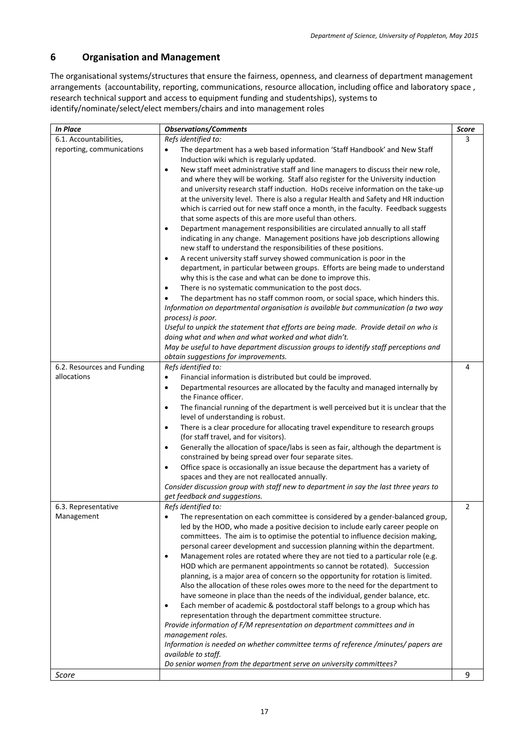## 6 Organisation and Management

The organisational systems/structures that ensure the fairness, openness, and clearness of department management arrangements (accountability, reporting, communications, resource allocation, including office and laboratory space , research technical support and access to equipment funding and studentships), systems to identify/nominate/select/elect members/chairs and into management roles

| *In Place* | *Observations/Comments* | *Score* |
|---|---|---|
| 6.1. Accountabilities, reporting, communications | *Refs identified to:*<br>• The department has a web based information 'Staff Handbook' and New Staff Induction wiki which is regularly updated.<br>• New staff meet administrative staff and line managers to discuss their new role, and where they will be working. Staff also register for the University induction and university research staff induction. HoDs receive information on the take-up at the university level. There is also a regular Health and Safety and HR induction which is carried out for new staff once a month, in the faculty. Feedback suggests that some aspects of this are more useful than others.<br>• Department management responsibilities are circulated annually to all staff indicating in any change. Management positions have job descriptions allowing new staff to understand the responsibilities of these positions.<br>• A recent university staff survey showed communication is poor in the department, in particular between groups. Efforts are being made to understand why this is the case and what can be done to improve this.<br>• There is no systematic communication to the post docs.<br>• The department has no staff common room, or social space, which hinders this.<br>*Information on departmental organisation is available but communication (a two way process) is poor.*<br>*Useful to unpick the statement that efforts are being made. Provide detail on who is doing what and when and what worked and what didn't.*<br>*May be useful to have department discussion groups to identify staff perceptions and obtain suggestions for improvements.* | 3 |
| 6.2. Resources and Funding allocations | *Refs identified to:*<br>• Financial information is distributed but could be improved.<br>• Departmental resources are allocated by the faculty and managed internally by the Finance officer.<br>• The financial running of the department is well perceived but it is unclear that the level of understanding is robust.<br>• There is a clear procedure for allocating travel expenditure to research groups (for staff travel, and for visitors).<br>• Generally the allocation of space/labs is seen as fair, although the department is constrained by being spread over four separate sites.<br>• Office space is occasionally an issue because the department has a variety of spaces and they are not reallocated annually.<br>*Consider discussion group with staff new to department in say the last three years to get feedback and suggestions.* | 4 |
| 6.3. Representative Management | *Refs identified to:*<br>• The representation on each committee is considered by a gender-balanced group, led by the HOD, who made a positive decision to include early career people on committees. The aim is to optimise the potential to influence decision making, personal career development and succession planning within the department.<br>• Management roles are rotated where they are not tied to a particular role (e.g. HOD which are permanent appointments so cannot be rotated). Succession planning, is a major area of concern so the opportunity for rotation is limited. Also the allocation of these roles owes more to the need for the department to have someone in place than the needs of the individual, gender balance, etc.<br>• Each member of academic & postdoctoral staff belongs to a group which has representation through the department committee structure.<br>*Provide information of F/M representation on department committees and in management roles.*<br>*Information is needed on whether committee terms of reference /minutes/ papers are available to staff.*<br>*Do senior women from the department serve on university committees?* | 2 |
| *Score* | | 9 |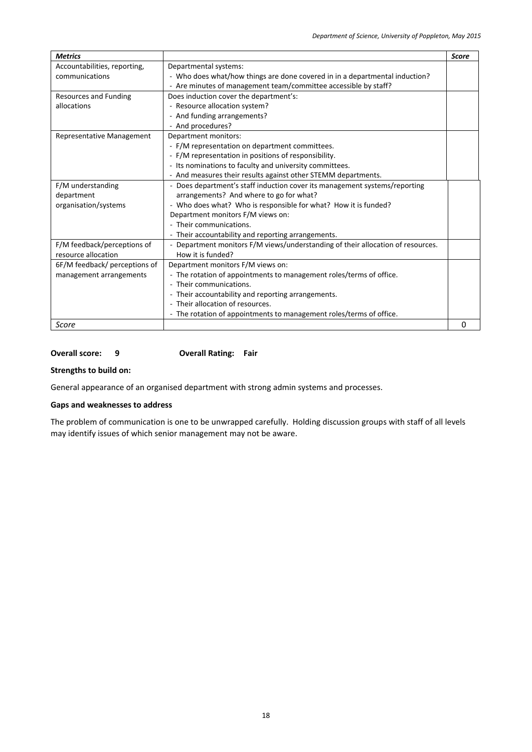| *Metrics* | | *Score* |
|---|---|---|
| Accountabilities, reporting, communications | Departmental systems:<br>- Who does what/how things are done covered in in a departmental induction?<br>- Are minutes of management team/committee accessible by staff? | |
| Resources and Funding allocations | Does induction cover the department's:<br>- Resource allocation system?<br>- And funding arrangements?<br>- And procedures? | |
| Representative Management | Department monitors:<br>- F/M representation on department committees.<br>- F/M representation in positions of responsibility.<br>- Its nominations to faculty and university committees.<br>- And measures their results against other STEMM departments. | |
| F/M understanding department organisation/systems | - Does department's staff induction cover its management systems/reporting arrangements? And where to go for what?<br>- Who does what? Who is responsible for what? How it is funded?<br>Department monitors F/M views on:<br>- Their communications.<br>- Their accountability and reporting arrangements. | |
| F/M feedback/perceptions of resource allocation | - Department monitors F/M views/understanding of their allocation of resources. How it is funded? | |
| 6F/M feedback/ perceptions of management arrangements | Department monitors F/M views on:<br>- The rotation of appointments to management roles/terms of office.<br>- Their communications.<br>- Their accountability and reporting arrangements.<br>- Their allocation of resources.<br>- The rotation of appointments to management roles/terms of office. | |
| *Score* | | 0 |

**Overall score: 9** **Overall Rating: Fair**

**Strengths to build on:**

General appearance of an organised department with strong admin systems and processes.

**Gaps and weaknesses to address**

The problem of communication is one to be unwrapped carefully. Holding discussion groups with staff of all levels may identify issues of which senior management may not be aware.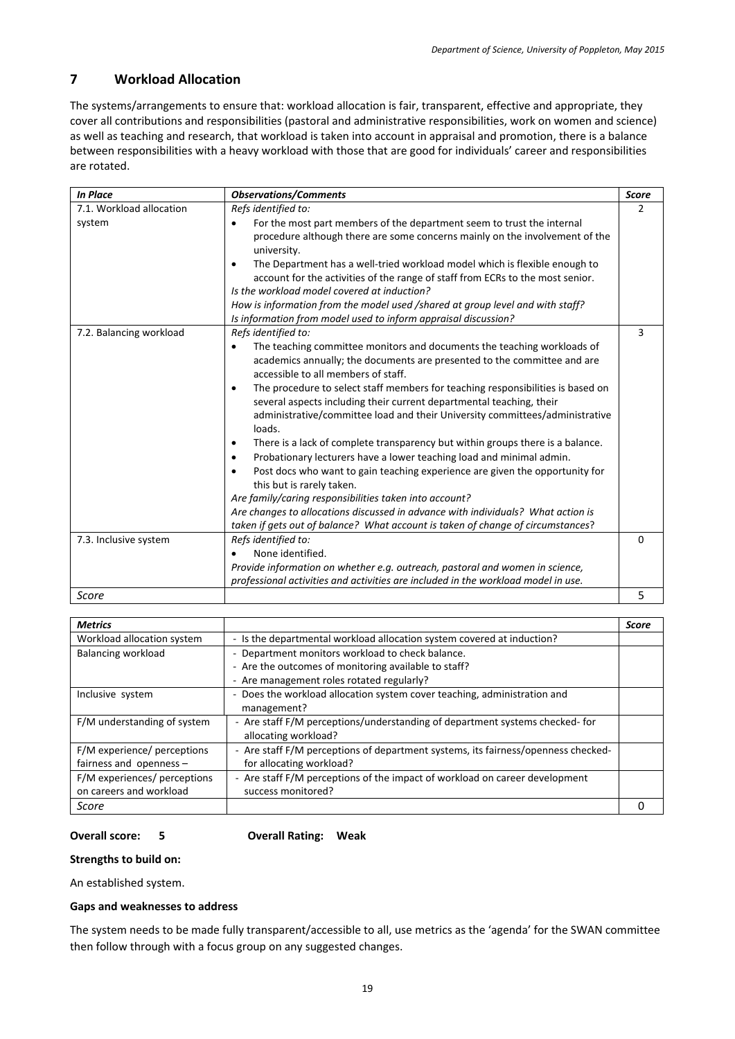## 7 Workload Allocation

The systems/arrangements to ensure that: workload allocation is fair, transparent, effective and appropriate, they cover all contributions and responsibilities (pastoral and administrative responsibilities, work on women and science) as well as teaching and research, that workload is taken into account in appraisal and promotion, there is a balance between responsibilities with a heavy workload with those that are good for individuals' career and responsibilities are rotated.

| *In Place* | *Observations/Comments* | *Score* |
|---|---|---|
| 7.1. Workload allocation system | *Refs identified to:*<br>• For the most part members of the department seem to trust the internal procedure although there are some concerns mainly on the involvement of the university.<br>• The Department has a well-tried workload model which is flexible enough to account for the activities of the range of staff from ECRs to the most senior.<br>*Is the workload model covered at induction?*<br>*How is information from the model used /shared at group level and with staff?*<br>*Is information from model used to inform appraisal discussion?* | 2 |
| 7.2. Balancing workload | *Refs identified to:*<br>• The teaching committee monitors and documents the teaching workloads of academics annually; the documents are presented to the committee and are accessible to all members of staff.<br>• The procedure to select staff members for teaching responsibilities is based on several aspects including their current departmental teaching, their administrative/committee load and their University committees/administrative loads.<br>• There is a lack of complete transparency but within groups there is a balance.<br>• Probationary lecturers have a lower teaching load and minimal admin.<br>• Post docs who want to gain teaching experience are given the opportunity for this but is rarely taken.<br>*Are family/caring responsibilities taken into account?*<br>*Are changes to allocations discussed in advance with individuals? What action is taken if gets out of balance? What account is taken of change of circumstances?* | 3 |
| 7.3. Inclusive system | *Refs identified to:*<br>• None identified.<br>*Provide information on whether e.g. outreach, pastoral and women in science, professional activities and activities are included in the workload model in use.* | 0 |
| *Score* | | 5 |

| *Metrics* | | *Score* |
|---|---|---|
| Workload allocation system | - Is the departmental workload allocation system covered at induction? | |
| Balancing workload | - Department monitors workload to check balance.<br>- Are the outcomes of monitoring available to staff?<br>- Are management roles rotated regularly? | |
| Inclusive system | - Does the workload allocation system cover teaching, administration and management? | |
| F/M understanding of system | - Are staff F/M perceptions/understanding of department systems checked- for allocating workload? | |
| F/M experience/ perceptions fairness and openness – | - Are staff F/M perceptions of department systems, its fairness/openness checked- for allocating workload? | |
| F/M experiences/ perceptions on careers and workload | - Are staff F/M perceptions of the impact of workload on career development success monitored? | |
| *Score* | | 0 |

**Overall score: 5** **Overall Rating: Weak**

**Strengths to build on:**

An established system.

**Gaps and weaknesses to address**

The system needs to be made fully transparent/accessible to all, use metrics as the 'agenda' for the SWAN committee then follow through with a focus group on any suggested changes.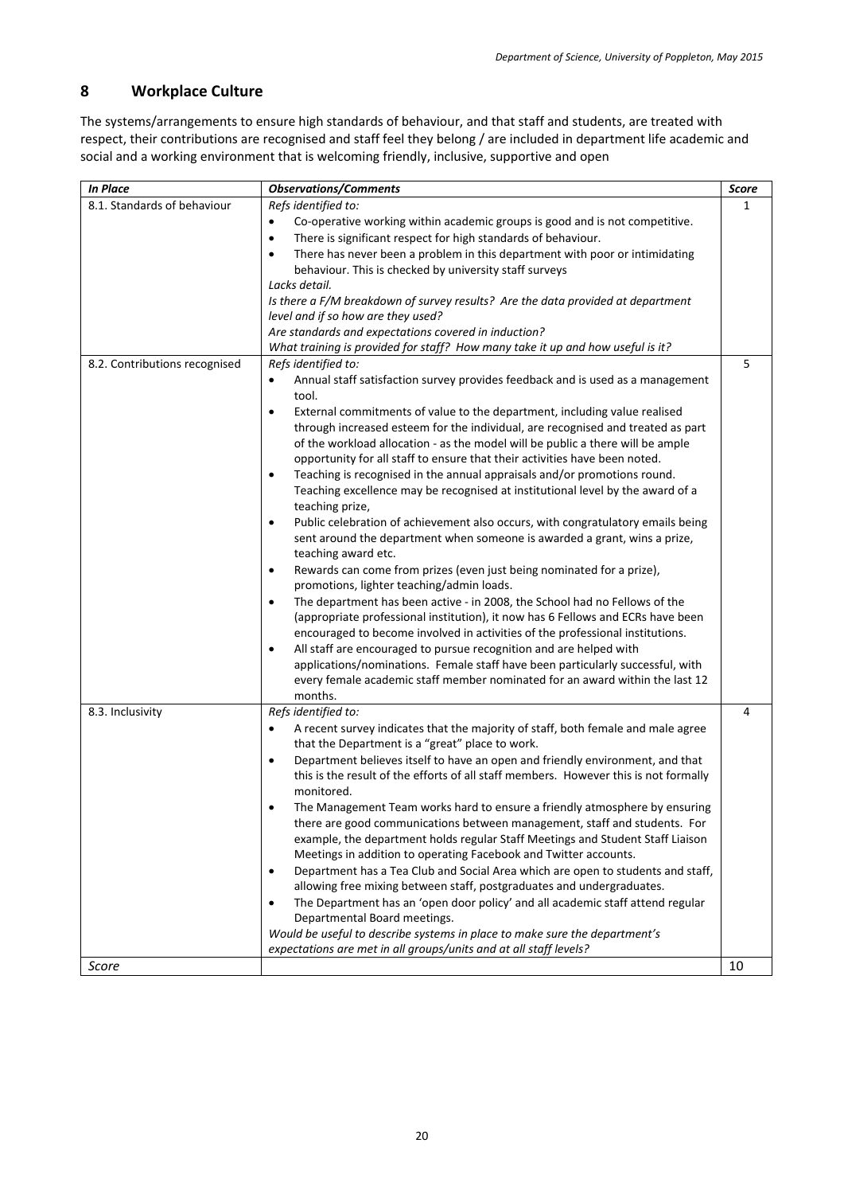## 8 Workplace Culture

The systems/arrangements to ensure high standards of behaviour, and that staff and students, are treated with respect, their contributions are recognised and staff feel they belong / are included in department life academic and social and a working environment that is welcoming friendly, inclusive, supportive and open

| *In Place* | *Observations/Comments* | *Score* |
|---|---|---|
| 8.1. Standards of behaviour | *Refs identified to:*<br>• Co-operative working within academic groups is good and is not competitive.<br>• There is significant respect for high standards of behaviour.<br>• There has never been a problem in this department with poor or intimidating behaviour. This is checked by university staff surveys<br>*Lacks detail.*<br>*Is there a F/M breakdown of survey results? Are the data provided at department level and if so how are they used?*<br>*Are standards and expectations covered in induction?*<br>*What training is provided for staff? How many take it up and how useful is it?* | 1 |
| 8.2. Contributions recognised | *Refs identified to:*<br>• Annual staff satisfaction survey provides feedback and is used as a management tool.<br>• External commitments of value to the department, including value realised through increased esteem for the individual, are recognised and treated as part of the workload allocation - as the model will be public a there will be ample opportunity for all staff to ensure that their activities have been noted.<br>• Teaching is recognised in the annual appraisals and/or promotions round. Teaching excellence may be recognised at institutional level by the award of a teaching prize,<br>• Public celebration of achievement also occurs, with congratulatory emails being sent around the department when someone is awarded a grant, wins a prize, teaching award etc.<br>• Rewards can come from prizes (even just being nominated for a prize), promotions, lighter teaching/admin loads.<br>• The department has been active - in 2008, the School had no Fellows of the (appropriate professional institution), it now has 6 Fellows and ECRs have been encouraged to become involved in activities of the professional institutions.<br>• All staff are encouraged to pursue recognition and are helped with applications/nominations. Female staff have been particularly successful, with every female academic staff member nominated for an award within the last 12 months. | 5 |
| 8.3. Inclusivity | *Refs identified to:*<br>• A recent survey indicates that the majority of staff, both female and male agree that the Department is a "great" place to work.<br>• Department believes itself to have an open and friendly environment, and that this is the result of the efforts of all staff members. However this is not formally monitored.<br>• The Management Team works hard to ensure a friendly atmosphere by ensuring there are good communications between management, staff and students. For example, the department holds regular Staff Meetings and Student Staff Liaison Meetings in addition to operating Facebook and Twitter accounts.<br>• Department has a Tea Club and Social Area which are open to students and staff, allowing free mixing between staff, postgraduates and undergraduates.<br>• The Department has an 'open door policy' and all academic staff attend regular Departmental Board meetings.<br>*Would be useful to describe systems in place to make sure the department's expectations are met in all groups/units and at all staff levels?* | 4 |
| *Score* | | 10 |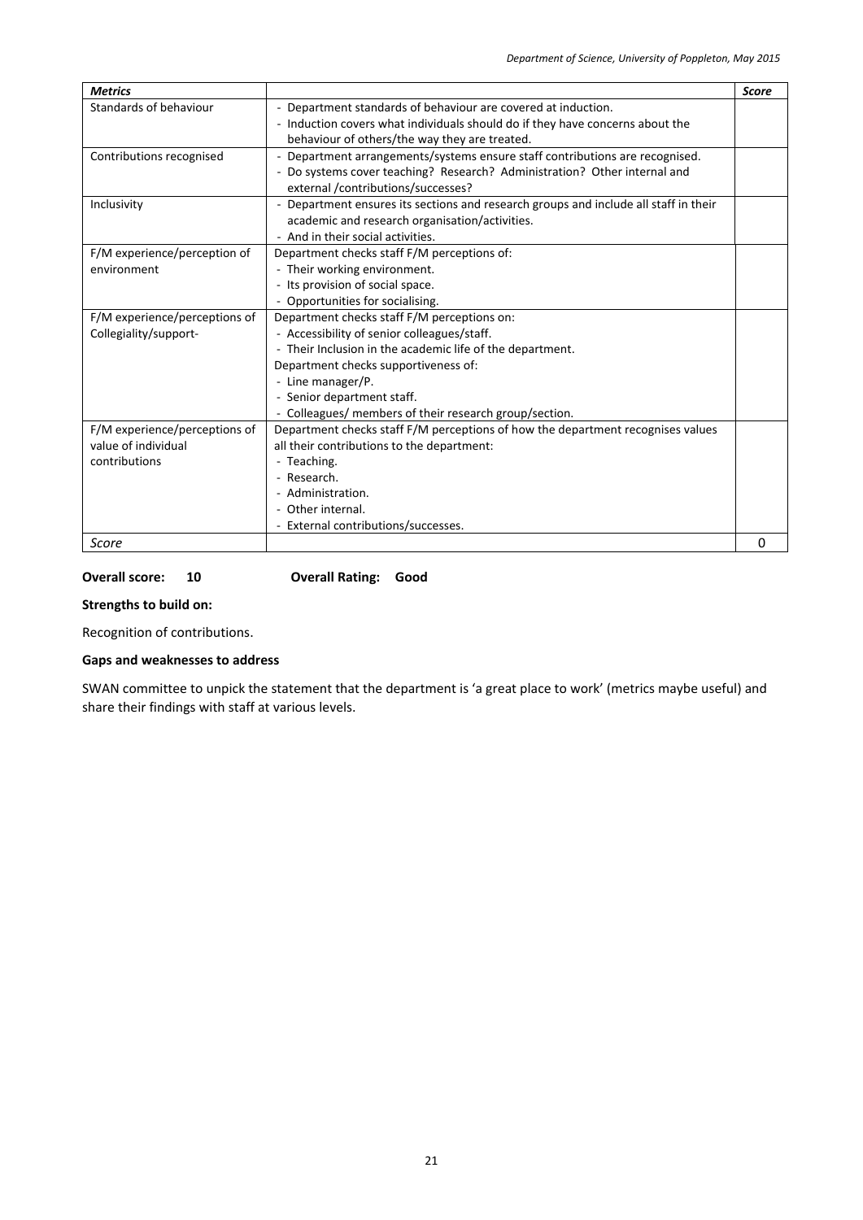| *Metrics* | | *Score* |
|---|---|---|
| Standards of behaviour | - Department standards of behaviour are covered at induction.<br>- Induction covers what individuals should do if they have concerns about the behaviour of others/the way they are treated. | |
| Contributions recognised | - Department arrangements/systems ensure staff contributions are recognised.<br>- Do systems cover teaching? Research? Administration? Other internal and external /contributions/successes? | |
| Inclusivity | - Department ensures its sections and research groups and include all staff in their academic and research organisation/activities.<br>- And in their social activities. | |
| F/M experience/perception of environment | Department checks staff F/M perceptions of:<br>- Their working environment.<br>- Its provision of social space.<br>- Opportunities for socialising. | |
| F/M experience/perceptions of Collegiality/support- | Department checks staff F/M perceptions on:<br>- Accessibility of senior colleagues/staff.<br>- Their Inclusion in the academic life of the department.<br>Department checks supportiveness of:<br>- Line manager/P.<br>- Senior department staff.<br>- Colleagues/ members of their research group/section. | |
| F/M experience/perceptions of value of individual contributions | Department checks staff F/M perceptions of how the department recognises values all their contributions to the department:<br>- Teaching.<br>- Research.<br>- Administration.<br>- Other internal.<br>- External contributions/successes. | |
| *Score* | | 0 |

**Overall score: 10** **Overall Rating: Good**

**Strengths to build on:**

Recognition of contributions.

**Gaps and weaknesses to address**

SWAN committee to unpick the statement that the department is 'a great place to work' (metrics maybe useful) and share their findings with staff at various levels.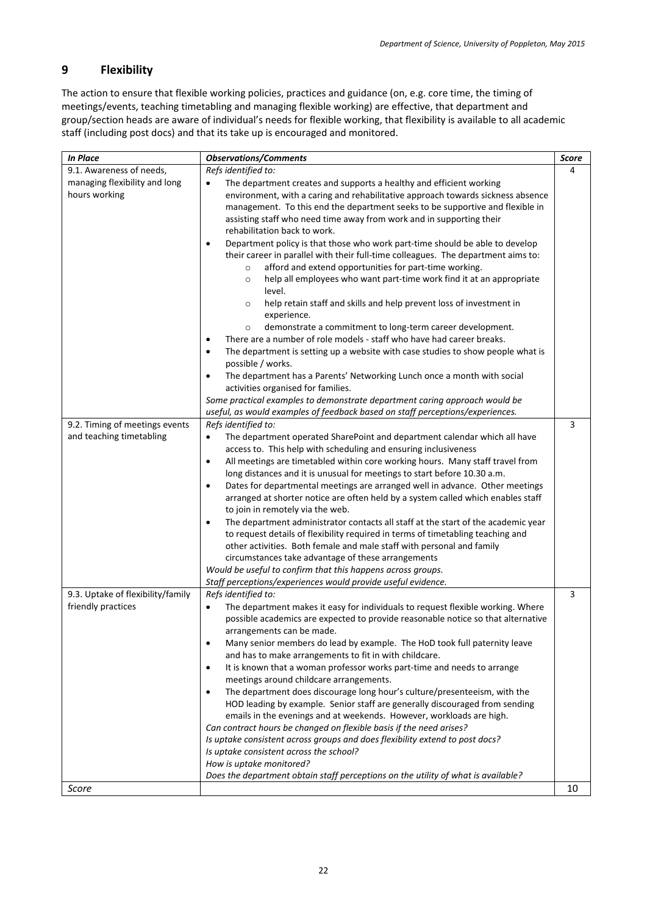## 9 Flexibility

The action to ensure that flexible working policies, practices and guidance (on, e.g. core time, the timing of meetings/events, teaching timetabling and managing flexible working) are effective, that department and group/section heads are aware of individual's needs for flexible working, that flexibility is available to all academic staff (including post docs) and that its take up is encouraged and monitored.

| *In Place* | *Observations/Comments* | *Score* |
|---|---|---|
| 9.1. Awareness of needs, managing flexibility and long hours working | *Refs identified to:*<br>• The department creates and supports a healthy and efficient working environment, with a caring and rehabilitative approach towards sickness absence management. To this end the department seeks to be supportive and flexible in assisting staff who need time away from work and in supporting their rehabilitation back to work.<br>• Department policy is that those who work part-time should be able to develop their career in parallel with their full-time colleagues. The department aims to:<br>  ○ afford and extend opportunities for part-time working.<br>  ○ help all employees who want part-time work find it at an appropriate level.<br>  ○ help retain staff and skills and help prevent loss of investment in experience.<br>  ○ demonstrate a commitment to long-term career development.<br>• There are a number of role models - staff who have had career breaks.<br>• The department is setting up a website with case studies to show people what is possible / works.<br>• The department has a Parents' Networking Lunch once a month with social activities organised for families.<br>*Some practical examples to demonstrate department caring approach would be useful, as would examples of feedback based on staff perceptions/experiences.* | 4 |
| 9.2. Timing of meetings events and teaching timetabling | *Refs identified to:*<br>• The department operated SharePoint and department calendar which all have access to. This help with scheduling and ensuring inclusiveness<br>• All meetings are timetabled within core working hours. Many staff travel from long distances and it is unusual for meetings to start before 10.30 a.m.<br>• Dates for departmental meetings are arranged well in advance. Other meetings arranged at shorter notice are often held by a system called which enables staff to join in remotely via the web.<br>• The department administrator contacts all staff at the start of the academic year to request details of flexibility required in terms of timetabling teaching and other activities. Both female and male staff with personal and family circumstances take advantage of these arrangements<br>*Would be useful to confirm that this happens across groups.*<br>*Staff perceptions/experiences would provide useful evidence.* | 3 |
| 9.3. Uptake of flexibility/family friendly practices | *Refs identified to:*<br>• The department makes it easy for individuals to request flexible working. Where possible academics are expected to provide reasonable notice so that alternative arrangements can be made.<br>• Many senior members do lead by example. The HoD took full paternity leave and has to make arrangements to fit in with childcare.<br>• It is known that a woman professor works part-time and needs to arrange meetings around childcare arrangements.<br>• The department does discourage long hour's culture/presenteeism, with the HOD leading by example. Senior staff are generally discouraged from sending emails in the evenings and at weekends. However, workloads are high.<br>*Can contract hours be changed on flexible basis if the need arises?*<br>*Is uptake consistent across groups and does flexibility extend to post docs?*<br>*Is uptake consistent across the school?*<br>*How is uptake monitored?*<br>*Does the department obtain staff perceptions on the utility of what is available?* | 3 |
| *Score* | | 10 |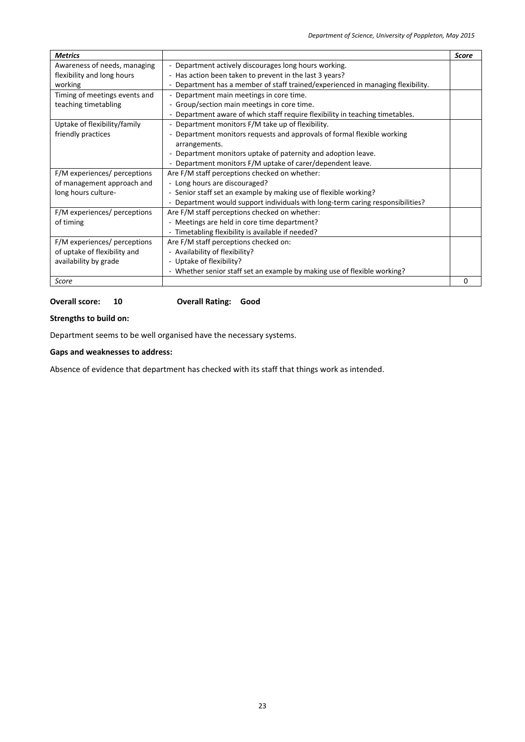| *Metrics* | | *Score* |
|---|---|---|
| Awareness of needs, managing flexibility and long hours working | - Department actively discourages long hours working.<br>- Has action been taken to prevent in the last 3 years?<br>- Department has a member of staff trained/experienced in managing flexibility. | |
| Timing of meetings events and teaching timetabling | - Department main meetings in core time.<br>- Group/section main meetings in core time.<br>- Department aware of which staff require flexibility in teaching timetables. | |
| Uptake of flexibility/family friendly practices | - Department monitors F/M take up of flexibility.<br>- Department monitors requests and approvals of formal flexible working arrangements.<br>- Department monitors uptake of paternity and adoption leave.<br>- Department monitors F/M uptake of carer/dependent leave. | |
| F/M experiences/ perceptions of management approach and long hours culture- | Are F/M staff perceptions checked on whether:<br>- Long hours are discouraged?<br>- Senior staff set an example by making use of flexible working?<br>- Department would support individuals with long-term caring responsibilities? | |
| F/M experiences/ perceptions of timing | Are F/M staff perceptions checked on whether:<br>- Meetings are held in core time department?<br>- Timetabling flexibility is available if needed? | |
| F/M experiences/ perceptions of uptake of flexibility and availability by grade | Are F/M staff perceptions checked on:<br>- Availability of flexibility?<br>- Uptake of flexibility?<br>- Whether senior staff set an example by making use of flexible working? | |
| *Score* | | 0 |

**Overall score: 10** **Overall Rating: Good**

**Strengths to build on:**

Department seems to be well organised have the necessary systems.

**Gaps and weaknesses to address:**

Absence of evidence that department has checked with its staff that things work as intended.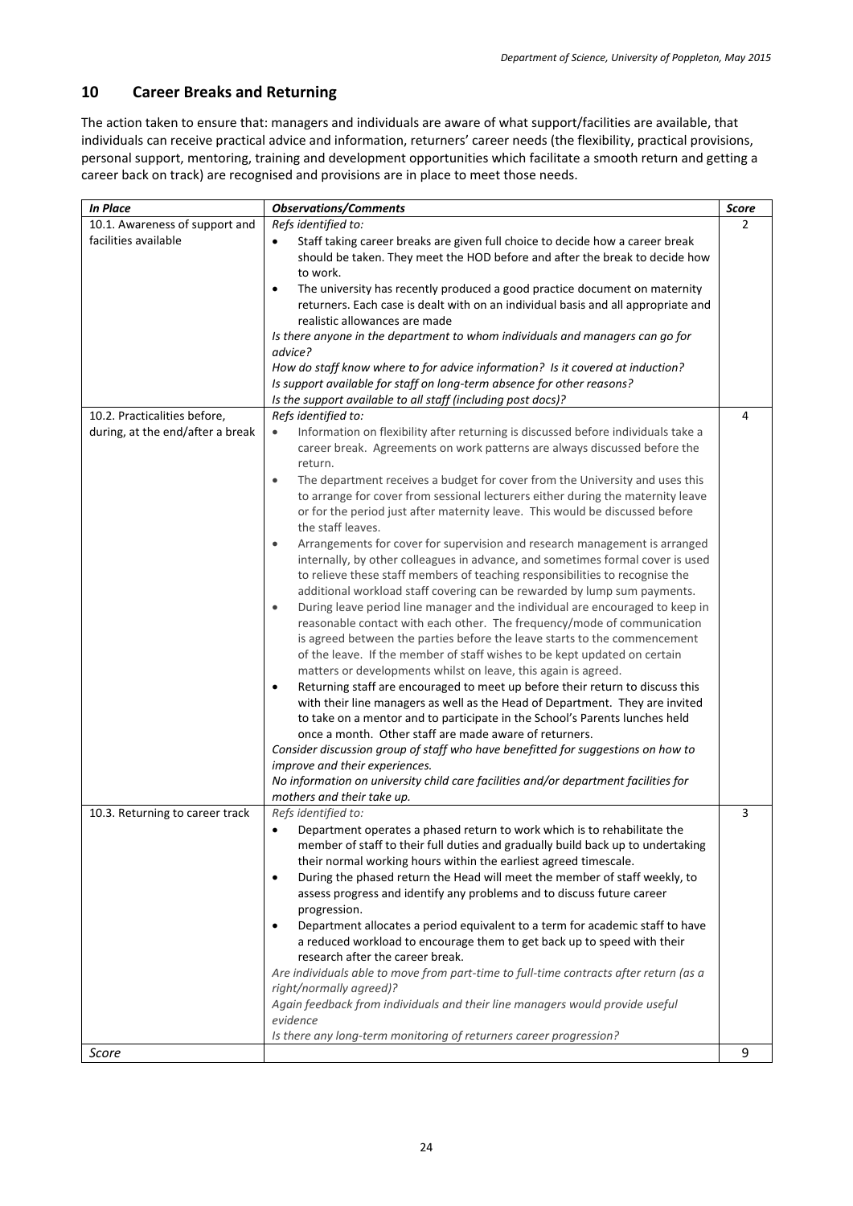## 10 Career Breaks and Returning

The action taken to ensure that: managers and individuals are aware of what support/facilities are available, that individuals can receive practical advice and information, returners' career needs (the flexibility, practical provisions, personal support, mentoring, training and development opportunities which facilitate a smooth return and getting a career back on track) are recognised and provisions are in place to meet those needs.

| *In Place* | *Observations/Comments* | *Score* |
|---|---|---|
| 10.1. Awareness of support and facilities available | *Refs identified to:*<br>• Staff taking career breaks are given full choice to decide how a career break should be taken. They meet the HOD before and after the break to decide how to work.<br>• The university has recently produced a good practice document on maternity returners. Each case is dealt with on an individual basis and all appropriate and realistic allowances are made<br>*Is there anyone in the department to whom individuals and managers can go for advice?*<br>*How do staff know where to for advice information? Is it covered at induction?*<br>*Is support available for staff on long-term absence for other reasons?*<br>*Is the support available to all staff (including post docs)?* | 2 |
| 10.2. Practicalities before, during, at the end/after a break | *Refs identified to:*<br>• Information on flexibility after returning is discussed before individuals take a career break. Agreements on work patterns are always discussed before the return.<br>• The department receives a budget for cover from the University and uses this to arrange for cover from sessional lecturers either during the maternity leave or for the period just after maternity leave. This would be discussed before the staff leaves.<br>• Arrangements for cover for supervision and research management is arranged internally, by other colleagues in advance, and sometimes formal cover is used to relieve these staff members of teaching responsibilities to recognise the additional workload staff covering can be rewarded by lump sum payments.<br>• During leave period line manager and the individual are encouraged to keep in reasonable contact with each other. The frequency/mode of communication is agreed between the parties before the leave starts to the commencement of the leave. If the member of staff wishes to be kept updated on certain matters or developments whilst on leave, this again is agreed.<br>• Returning staff are encouraged to meet up before their return to discuss this with their line managers as well as the Head of Department. They are invited to take on a mentor and to participate in the School's Parents lunches held once a month. Other staff are made aware of returners.<br>*Consider discussion group of staff who have benefitted for suggestions on how to improve and their experiences.*<br>*No information on university child care facilities and/or department facilities for mothers and their take up.* | 4 |
| 10.3. Returning to career track | *Refs identified to:*<br>• Department operates a phased return to work which is to rehabilitate the member of staff to their full duties and gradually build back up to undertaking their normal working hours within the earliest agreed timescale.<br>• During the phased return the Head will meet the member of staff weekly, to assess progress and identify any problems and to discuss future career progression.<br>• Department allocates a period equivalent to a term for academic staff to have a reduced workload to encourage them to get back up to speed with their research after the career break.<br>*Are individuals able to move from part-time to full-time contracts after return (as a right/normally agreed)?*<br>*Again feedback from individuals and their line managers would provide useful evidence*<br>*Is there any long-term monitoring of returners career progression?* | 3 |
| *Score* | | 9 |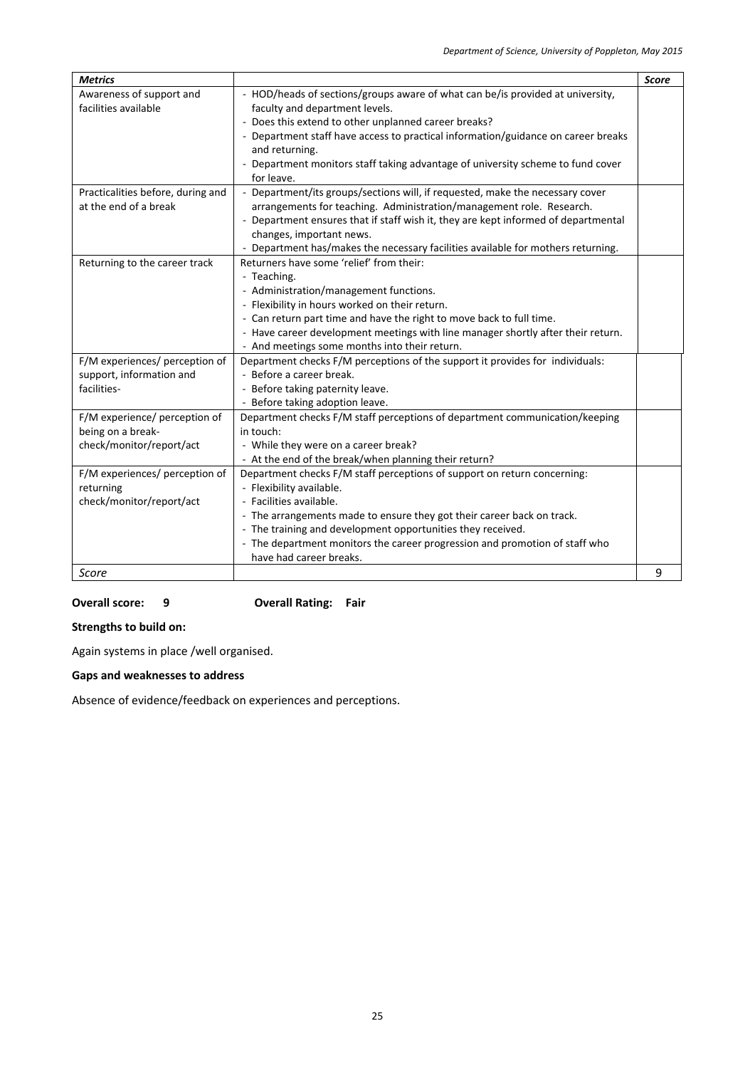| *Metrics* | | *Score* |
|---|---|---|
| Awareness of support and facilities available | - HOD/heads of sections/groups aware of what can be/is provided at university, faculty and department levels.<br>- Does this extend to other unplanned career breaks?<br>- Department staff have access to practical information/guidance on career breaks and returning.<br>- Department monitors staff taking advantage of university scheme to fund cover for leave. | |
| Practicalities before, during and at the end of a break | - Department/its groups/sections will, if requested, make the necessary cover arrangements for teaching. Administration/management role. Research.<br>- Department ensures that if staff wish it, they are kept informed of departmental changes, important news.<br>- Department has/makes the necessary facilities available for mothers returning. | |
| Returning to the career track | Returners have some 'relief' from their:<br>- Teaching.<br>- Administration/management functions.<br>- Flexibility in hours worked on their return.<br>- Can return part time and have the right to move back to full time.<br>- Have career development meetings with line manager shortly after their return.<br>- And meetings some months into their return. | |
| F/M experiences/ perception of support, information and facilities- | Department checks F/M perceptions of the support it provides for individuals:<br>- Before a career break.<br>- Before taking paternity leave.<br>- Before taking adoption leave. | |
| F/M experience/ perception of being on a break-check/monitor/report/act | Department checks F/M staff perceptions of department communication/keeping in touch:<br>- While they were on a career break?<br>- At the end of the break/when planning their return? | |
| F/M experiences/ perception of returning check/monitor/report/act | Department checks F/M staff perceptions of support on return concerning:<br>- Flexibility available.<br>- Facilities available.<br>- The arrangements made to ensure they got their career back on track.<br>- The training and development opportunities they received.<br>- The department monitors the career progression and promotion of staff who have had career breaks. | |
| *Score* | | 9 |

**Overall score: 9** **Overall Rating: Fair**

**Strengths to build on:**

Again systems in place /well organised.

**Gaps and weaknesses to address**

Absence of evidence/feedback on experiences and perceptions.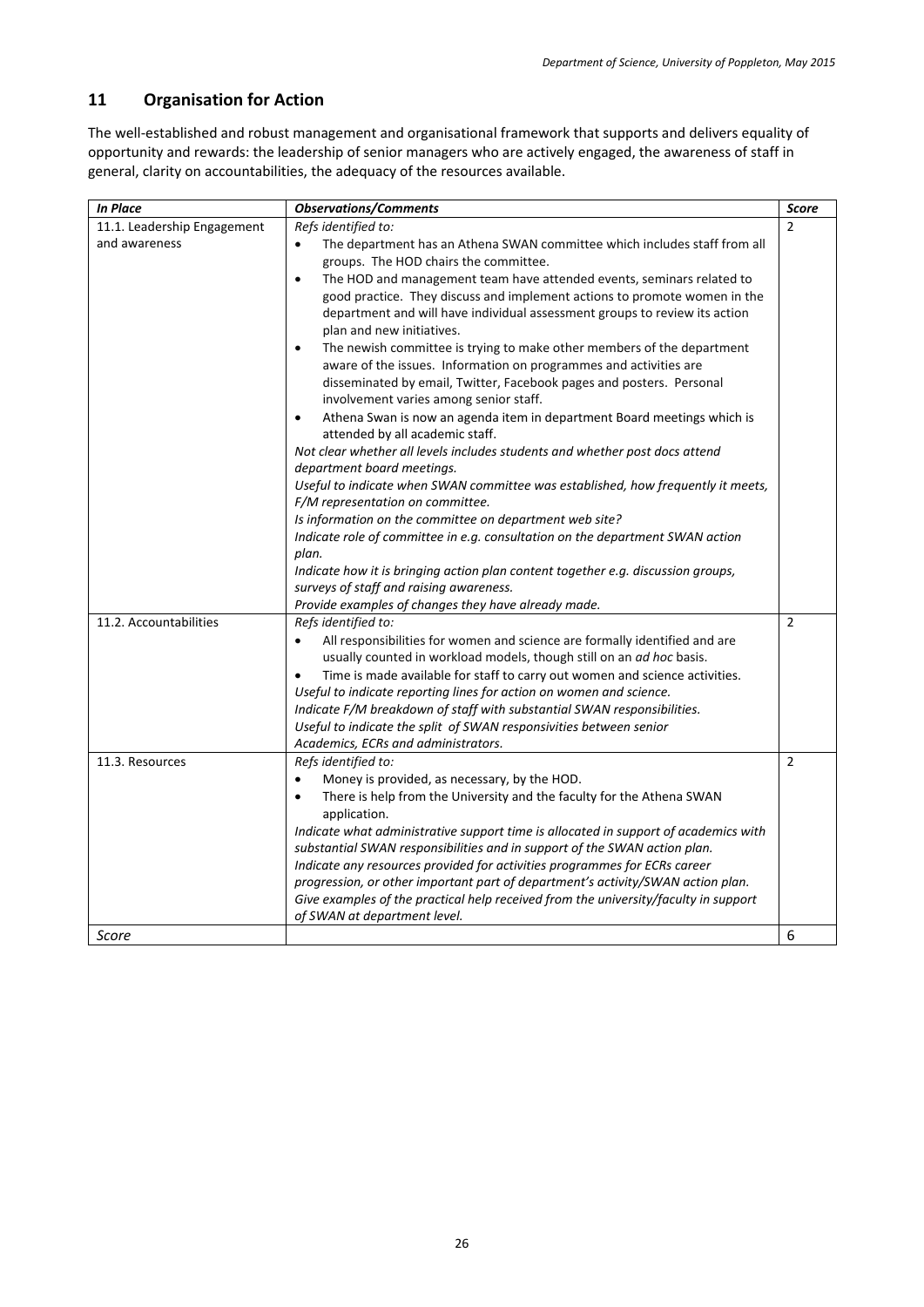## 11 Organisation for Action

The well-established and robust management and organisational framework that supports and delivers equality of opportunity and rewards: the leadership of senior managers who are actively engaged, the awareness of staff in general, clarity on accountabilities, the adequacy of the resources available.

| *In Place* | *Observations/Comments* | *Score* |
|---|---|---|
| 11.1. Leadership Engagement and awareness | *Refs identified to:*<br>• The department has an Athena SWAN committee which includes staff from all groups. The HOD chairs the committee.<br>• The HOD and management team have attended events, seminars related to good practice. They discuss and implement actions to promote women in the department and will have individual assessment groups to review its action plan and new initiatives.<br>• The newish committee is trying to make other members of the department aware of the issues. Information on programmes and activities are disseminated by email, Twitter, Facebook pages and posters. Personal involvement varies among senior staff.<br>• Athena Swan is now an agenda item in department Board meetings which is attended by all academic staff.<br>*Not clear whether all levels includes students and whether post docs attend department board meetings.*<br>*Useful to indicate when SWAN committee was established, how frequently it meets, F/M representation on committee.*<br>*Is information on the committee on department web site?*<br>*Indicate role of committee in e.g. consultation on the department SWAN action plan.*<br>*Indicate how it is bringing action plan content together e.g. discussion groups, surveys of staff and raising awareness.*<br>*Provide examples of changes they have already made.* | 2 |
| 11.2. Accountabilities | *Refs identified to:*<br>• All responsibilities for women and science are formally identified and are usually counted in workload models, though still on an *ad hoc* basis.<br>• Time is made available for staff to carry out women and science activities.<br>*Useful to indicate reporting lines for action on women and science.*<br>*Indicate F/M breakdown of staff with substantial SWAN responsibilities.*<br>*Useful to indicate the split of SWAN responsivities between senior Academics, ECRs and administrators.* | 2 |
| 11.3. Resources | *Refs identified to:*<br>• Money is provided, as necessary, by the HOD.<br>• There is help from the University and the faculty for the Athena SWAN application.<br>*Indicate what administrative support time is allocated in support of academics with substantial SWAN responsibilities and in support of the SWAN action plan.*<br>*Indicate any resources provided for activities programmes for ECRs career progression, or other important part of department's activity/SWAN action plan.*<br>*Give examples of the practical help received from the university/faculty in support of SWAN at department level.* | 2 |
| *Score* | | 6 |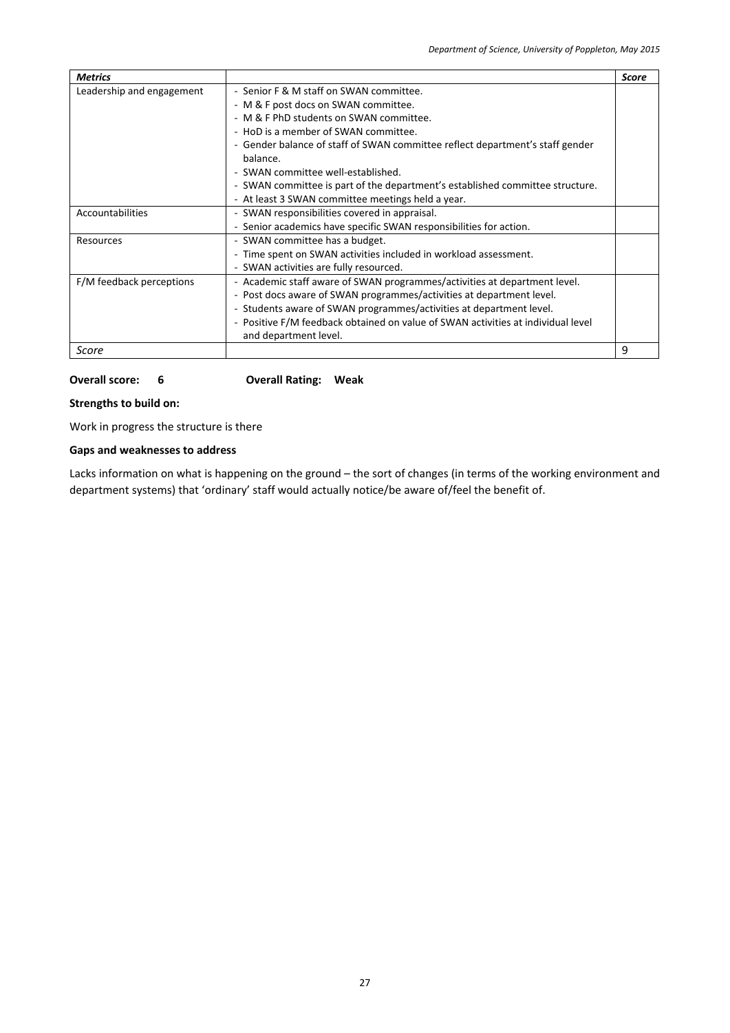| *Metrics* | | *Score* |
|---|---|---|
| Leadership and engagement | - Senior F & M staff on SWAN committee.<br>- M & F post docs on SWAN committee.<br>- M & F PhD students on SWAN committee.<br>- HoD is a member of SWAN committee.<br>- Gender balance of staff of SWAN committee reflect department's staff gender balance.<br>- SWAN committee well-established.<br>- SWAN committee is part of the department's established committee structure.<br>- At least 3 SWAN committee meetings held a year. | |
| Accountabilities | - SWAN responsibilities covered in appraisal.<br>- Senior academics have specific SWAN responsibilities for action. | |
| Resources | - SWAN committee has a budget.<br>- Time spent on SWAN activities included in workload assessment.<br>- SWAN activities are fully resourced. | |
| F/M feedback perceptions | - Academic staff aware of SWAN programmes/activities at department level.<br>- Post docs aware of SWAN programmes/activities at department level.<br>- Students aware of SWAN programmes/activities at department level.<br>- Positive F/M feedback obtained on value of SWAN activities at individual level and department level. | |
| *Score* | | 9 |

**Overall score: 6** **Overall Rating: Weak**

**Strengths to build on:**

Work in progress the structure is there

**Gaps and weaknesses to address**

Lacks information on what is happening on the ground – the sort of changes (in terms of the working environment and department systems) that 'ordinary' staff would actually notice/be aware of/feel the benefit of.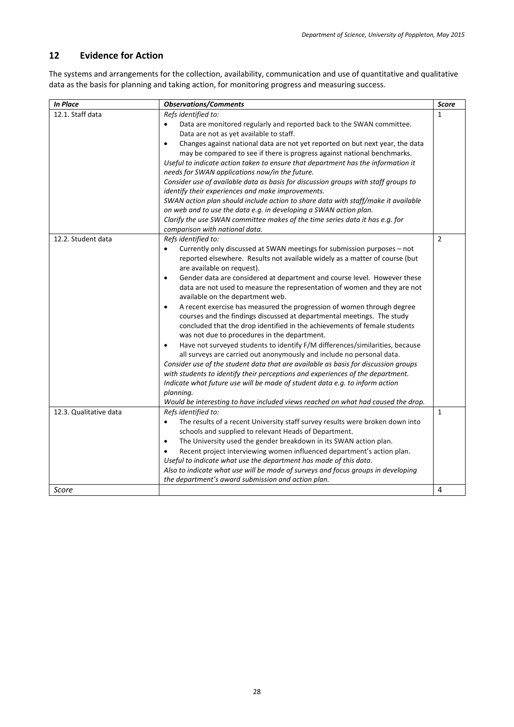## 12 Evidence for Action

The systems and arrangements for the collection, availability, communication and use of quantitative and qualitative data as the basis for planning and taking action, for monitoring progress and measuring success.

| *In Place* | *Observations/Comments* | *Score* |
|---|---|---|
| 12.1. Staff data | *Refs identified to:*<br>• Data are monitored regularly and reported back to the SWAN committee. Data are not as yet available to staff.<br>• Changes against national data are not yet reported on but next year, the data may be compared to see if there is progress against national benchmarks.<br>*Useful to indicate action taken to ensure that department has the information it needs for SWAN applications now/in the future.*<br>*Consider use of available data as basis for discussion groups with staff groups to identify their experiences and make improvements.*<br>*SWAN action plan should include action to share data with staff/make it available on web and to use the data e.g. in developing a SWAN action plan.*<br>*Clarify the use SWAN committee makes of the time series data it has e.g. for comparison with national data.* | 1 |
| 12.2. Student data | *Refs identified to:*<br>• Currently only discussed at SWAN meetings for submission purposes – not reported elsewhere. Results not available widely as a matter of course (but are available on request).<br>• Gender data are considered at department and course level. However these data are not used to measure the representation of women and they are not available on the department web.<br>• A recent exercise has measured the progression of women through degree courses and the findings discussed at departmental meetings. The study concluded that the drop identified in the achievements of female students was not due to procedures in the department.<br>• Have not surveyed students to identify F/M differences/similarities, because all surveys are carried out anonymously and include no personal data.<br>*Consider use of the student data that are available as basis for discussion groups with students to identify their perceptions and experiences of the department.*<br>*Indicate what future use will be made of student data e.g. to inform action planning.*<br>*Would be interesting to have included views reached on what had caused the drop.* | 2 |
| 12.3. Qualitative data | *Refs identified to:*<br>• The results of a recent University staff survey results were broken down into schools and supplied to relevant Heads of Department.<br>• The University used the gender breakdown in its SWAN action plan.<br>• Recent project interviewing women influenced department's action plan.<br>*Useful to indicate what use the department has made of this data.*<br>*Also to indicate what use will be made of surveys and focus groups in developing the department's award submission and action plan.* | 1 |
| *Score* | | 4 |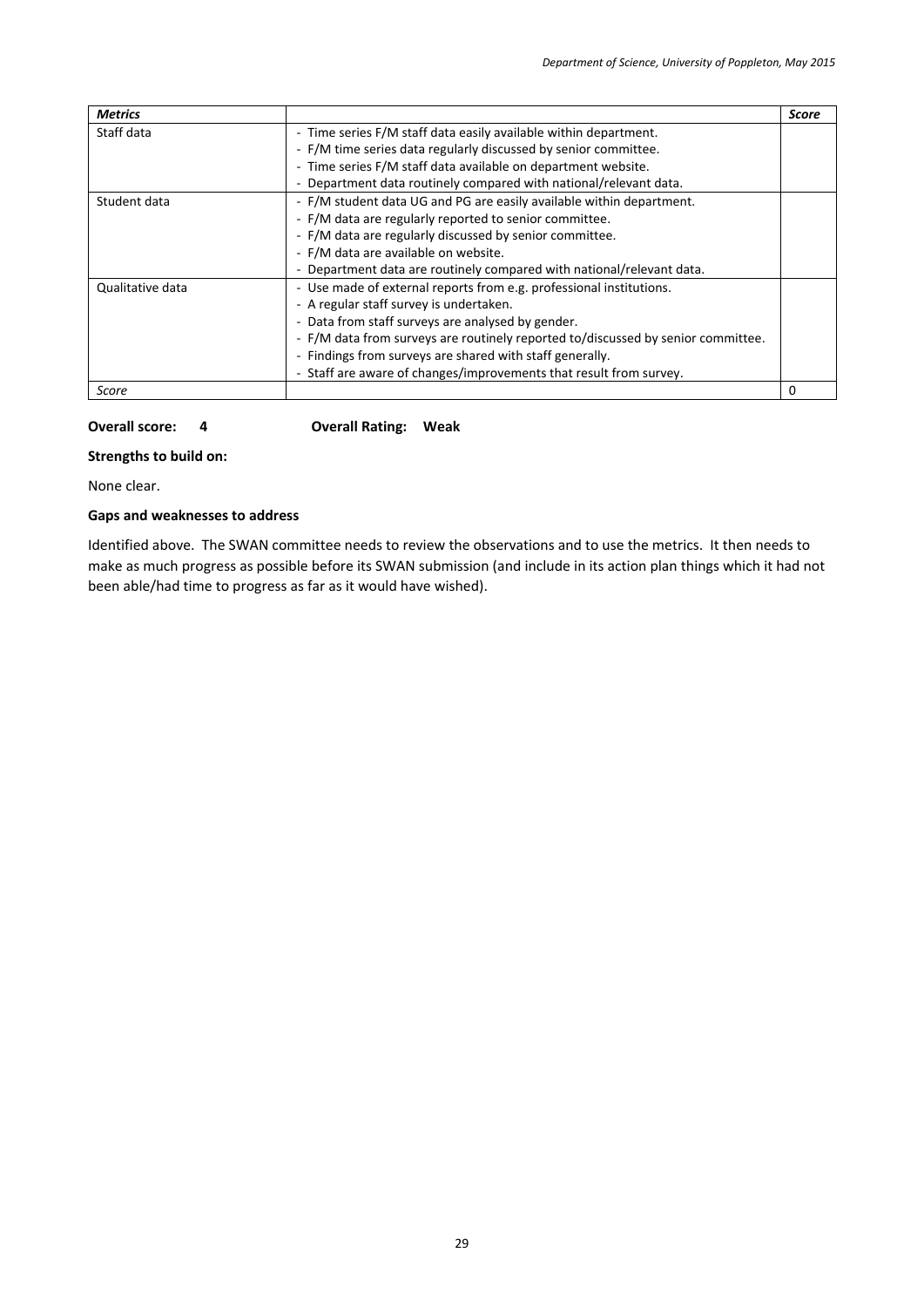| *Metrics* | | *Score* |
|---|---|---|
| Staff data | - Time series F/M staff data easily available within department.<br>- F/M time series data regularly discussed by senior committee.<br>- Time series F/M staff data available on department website.<br>- Department data routinely compared with national/relevant data. | |
| Student data | - F/M student data UG and PG are easily available within department.<br>- F/M data are regularly reported to senior committee.<br>- F/M data are regularly discussed by senior committee.<br>- F/M data are available on website.<br>- Department data are routinely compared with national/relevant data. | |
| Qualitative data | - Use made of external reports from e.g. professional institutions.<br>- A regular staff survey is undertaken.<br>- Data from staff surveys are analysed by gender.<br>- F/M data from surveys are routinely reported to/discussed by senior committee.<br>- Findings from surveys are shared with staff generally.<br>- Staff are aware of changes/improvements that result from survey. | |
| *Score* | | 0 |

**Overall score: 4** **Overall Rating: Weak**

**Strengths to build on:**

None clear.

**Gaps and weaknesses to address**

Identified above. The SWAN committee needs to review the observations and to use the metrics. It then needs to make as much progress as possible before its SWAN submission (and include in its action plan things which it had not been able/had time to progress as far as it would have wished).